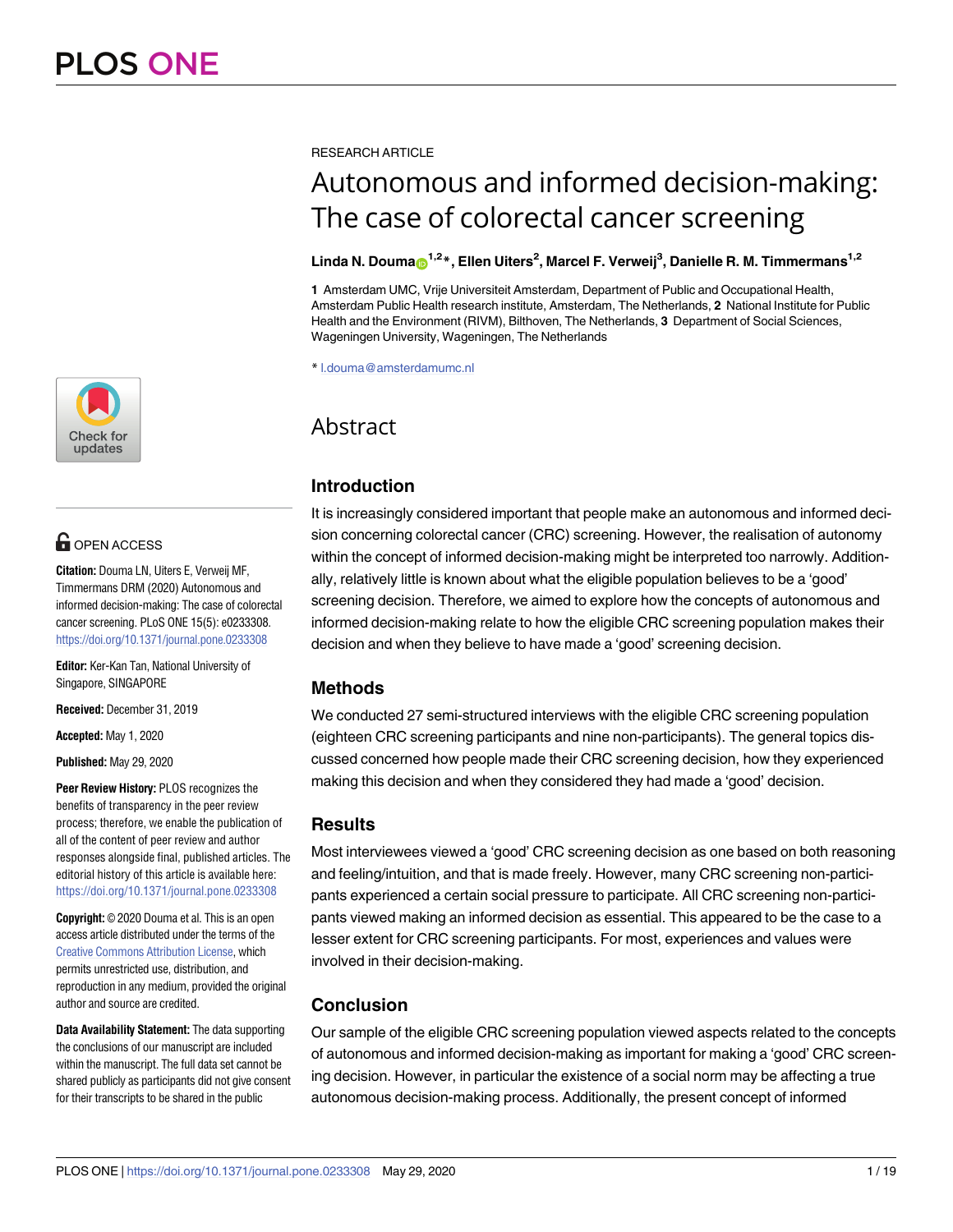RESEARCH ARTICLE

# Autonomous and informed decision-making: The case of colorectal cancer screening

**Linda N. Douma[1,2]*, Ellen Uiters[2], Marcel F. Verweij[3], Danielle R. M. Timmermans[1,2]**

**1** Amsterdam UMC, Vrije Universiteit Amsterdam, Department of Public and Occupational Health, Amsterdam Public Health research institute, Amsterdam, The Netherlands, **2** National Institute for Public Health and the Environment (RIVM), Bilthoven, The Netherlands, **3** Department of Social Sciences, Wageningen University, Wageningen, The Netherlands

* l.douma@amsterdamumc.nl

OPEN ACCESS

**Citation:** Douma LN, Uiters E, Verweij MF, Timmermans DRM (2020) Autonomous and informed decision-making: The case of colorectal cancer screening. PLoS ONE 15(5): e0233308. https://doi.org/10.1371/journal.pone.0233308

**Editor:** Ker-Kan Tan, National University of Singapore, SINGAPORE

**Received:** December 31, 2019

**Accepted:** May 1, 2020

**Published:** May 29, 2020

**Peer Review History:** PLOS recognizes the benefits of transparency in the peer review process; therefore, we enable the publication of all of the content of peer review and author responses alongside final, published articles. The editorial history of this article is available here: https://doi.org/10.1371/journal.pone.0233308

**Copyright:** © 2020 Douma et al. This is an open access article distributed under the terms of the Creative Commons Attribution License, which permits unrestricted use, distribution, and reproduction in any medium, provided the original author and source are credited.

**Data Availability Statement:** The data supporting the conclusions of our manuscript are included within the manuscript. The full data set cannot be shared publicly as participants did not give consent for their transcripts to be shared in the public

## Abstract

### Introduction

It is increasingly considered important that people make an autonomous and informed decision concerning colorectal cancer (CRC) screening. However, the realisation of autonomy within the concept of informed decision-making might be interpreted too narrowly. Additionally, relatively little is known about what the eligible population believes to be a 'good' screening decision. Therefore, we aimed to explore how the concepts of autonomous and informed decision-making relate to how the eligible CRC screening population makes their decision and when they believe to have made a 'good' screening decision.

### Methods

We conducted 27 semi-structured interviews with the eligible CRC screening population (eighteen CRC screening participants and nine non-participants). The general topics discussed concerned how people made their CRC screening decision, how they experienced making this decision and when they considered they had made a 'good' decision.

### Results

Most interviewees viewed a 'good' CRC screening decision as one based on both reasoning and feeling/intuition, and that is made freely. However, many CRC screening non-participants experienced a certain social pressure to participate. All CRC screening non-participants viewed making an informed decision as essential. This appeared to be the case to a lesser extent for CRC screening participants. For most, experiences and values were involved in their decision-making.

### Conclusion

Our sample of the eligible CRC screening population viewed aspects related to the concepts of autonomous and informed decision-making as important for making a 'good' CRC screening decision. However, in particular the existence of a social norm may be affecting a true autonomous decision-making process. Additionally, the present concept of informed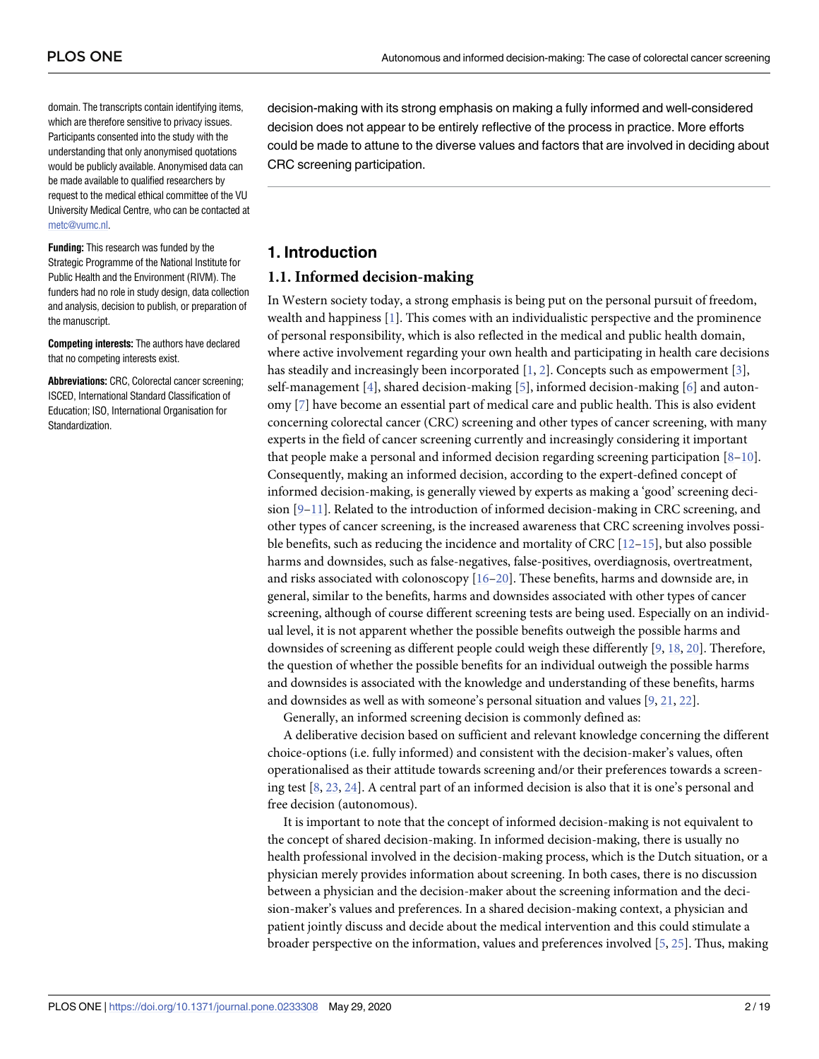domain. The transcripts contain identifying items, which are therefore sensitive to privacy issues. Participants consented into the study with the understanding that only anonymised quotations would be publicly available. Anonymised data can be made available to qualified researchers by request to the medical ethical committee of the VU University Medical Centre, who can be contacted at metc@vumc.nl.

**Funding:** This research was funded by the Strategic Programme of the National Institute for Public Health and the Environment (RIVM). The funders had no role in study design, data collection and analysis, decision to publish, or preparation of the manuscript.

**Competing interests:** The authors have declared that no competing interests exist.

**Abbreviations:** CRC, Colorectal cancer screening; ISCED, International Standard Classification of Education; ISO, International Organisation for Standardization.

decision-making with its strong emphasis on making a fully informed and well-considered decision does not appear to be entirely reflective of the process in practice. More efforts could be made to attune to the diverse values and factors that are involved in deciding about CRC screening participation.

## 1. Introduction

### 1.1. Informed decision-making

In Western society today, a strong emphasis is being put on the personal pursuit of freedom, wealth and happiness [1]. This comes with an individualistic perspective and the prominence of personal responsibility, which is also reflected in the medical and public health domain, where active involvement regarding your own health and participating in health care decisions has steadily and increasingly been incorporated [1, 2]. Concepts such as empowerment [3], self-management [4], shared decision-making [5], informed decision-making [6] and autonomy [7] have become an essential part of medical care and public health. This is also evident concerning colorectal cancer (CRC) screening and other types of cancer screening, with many experts in the field of cancer screening currently and increasingly considering it important that people make a personal and informed decision regarding screening participation [8–10]. Consequently, making an informed decision, according to the expert-defined concept of informed decision-making, is generally viewed by experts as making a 'good' screening decision [9–11]. Related to the introduction of informed decision-making in CRC screening, and other types of cancer screening, is the increased awareness that CRC screening involves possible benefits, such as reducing the incidence and mortality of CRC [12–15], but also possible harms and downsides, such as false-negatives, false-positives, overdiagnosis, overtreatment, and risks associated with colonoscopy [16–20]. These benefits, harms and downside are, in general, similar to the benefits, harms and downsides associated with other types of cancer screening, although of course different screening tests are being used. Especially on an individual level, it is not apparent whether the possible benefits outweigh the possible harms and downsides of screening as different people could weigh these differently [9, 18, 20]. Therefore, the question of whether the possible benefits for an individual outweigh the possible harms and downsides is associated with the knowledge and understanding of these benefits, harms and downsides as well as with someone's personal situation and values [9, 21, 22].

Generally, an informed screening decision is commonly defined as:

A deliberative decision based on sufficient and relevant knowledge concerning the different choice-options (i.e. fully informed) and consistent with the decision-maker's values, often operationalised as their attitude towards screening and/or their preferences towards a screening test [8, 23, 24]. A central part of an informed decision is also that it is one's personal and free decision (autonomous).

It is important to note that the concept of informed decision-making is not equivalent to the concept of shared decision-making. In informed decision-making, there is usually no health professional involved in the decision-making process, which is the Dutch situation, or a physician merely provides information about screening. In both cases, there is no discussion between a physician and the decision-maker about the screening information and the decision-maker's values and preferences. In a shared decision-making context, a physician and patient jointly discuss and decide about the medical intervention and this could stimulate a broader perspective on the information, values and preferences involved [5, 25]. Thus, making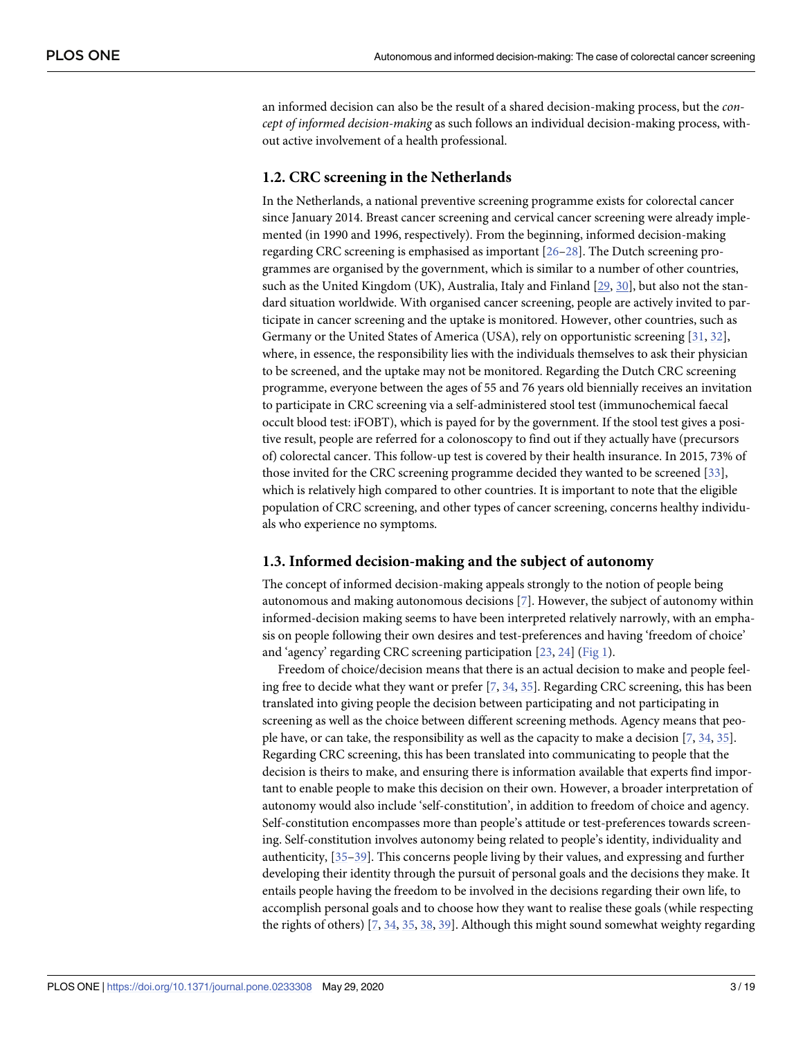an informed decision can also be the result of a shared decision-making process, but the *concept of informed decision-making* as such follows an individual decision-making process, without active involvement of a health professional.

### 1.2. CRC screening in the Netherlands

In the Netherlands, a national preventive screening programme exists for colorectal cancer since January 2014. Breast cancer screening and cervical cancer screening were already implemented (in 1990 and 1996, respectively). From the beginning, informed decision-making regarding CRC screening is emphasised as important [26–28]. The Dutch screening programmes are organised by the government, which is similar to a number of other countries, such as the United Kingdom (UK), Australia, Italy and Finland [29, 30], but also not the standard situation worldwide. With organised cancer screening, people are actively invited to participate in cancer screening and the uptake is monitored. However, other countries, such as Germany or the United States of America (USA), rely on opportunistic screening [31, 32], where, in essence, the responsibility lies with the individuals themselves to ask their physician to be screened, and the uptake may not be monitored. Regarding the Dutch CRC screening programme, everyone between the ages of 55 and 76 years old biennially receives an invitation to participate in CRC screening via a self-administered stool test (immunochemical faecal occult blood test: iFOBT), which is payed for by the government. If the stool test gives a positive result, people are referred for a colonoscopy to find out if they actually have (precursors of) colorectal cancer. This follow-up test is covered by their health insurance. In 2015, 73% of those invited for the CRC screening programme decided they wanted to be screened [33], which is relatively high compared to other countries. It is important to note that the eligible population of CRC screening, and other types of cancer screening, concerns healthy individuals who experience no symptoms.

### 1.3. Informed decision-making and the subject of autonomy

The concept of informed decision-making appeals strongly to the notion of people being autonomous and making autonomous decisions [7]. However, the subject of autonomy within informed-decision making seems to have been interpreted relatively narrowly, with an emphasis on people following their own desires and test-preferences and having 'freedom of choice' and 'agency' regarding CRC screening participation [23, 24] (Fig 1).

Freedom of choice/decision means that there is an actual decision to make and people feeling free to decide what they want or prefer [7, 34, 35]. Regarding CRC screening, this has been translated into giving people the decision between participating and not participating in screening as well as the choice between different screening methods. Agency means that people have, or can take, the responsibility as well as the capacity to make a decision [7, 34, 35]. Regarding CRC screening, this has been translated into communicating to people that the decision is theirs to make, and ensuring there is information available that experts find important to enable people to make this decision on their own. However, a broader interpretation of autonomy would also include 'self-constitution', in addition to freedom of choice and agency. Self-constitution encompasses more than people's attitude or test-preferences towards screening. Self-constitution involves autonomy being related to people's identity, individuality and authenticity, [35–39]. This concerns people living by their values, and expressing and further developing their identity through the pursuit of personal goals and the decisions they make. It entails people having the freedom to be involved in the decisions regarding their own life, to accomplish personal goals and to choose how they want to realise these goals (while respecting the rights of others) [7, 34, 35, 38, 39]. Although this might sound somewhat weighty regarding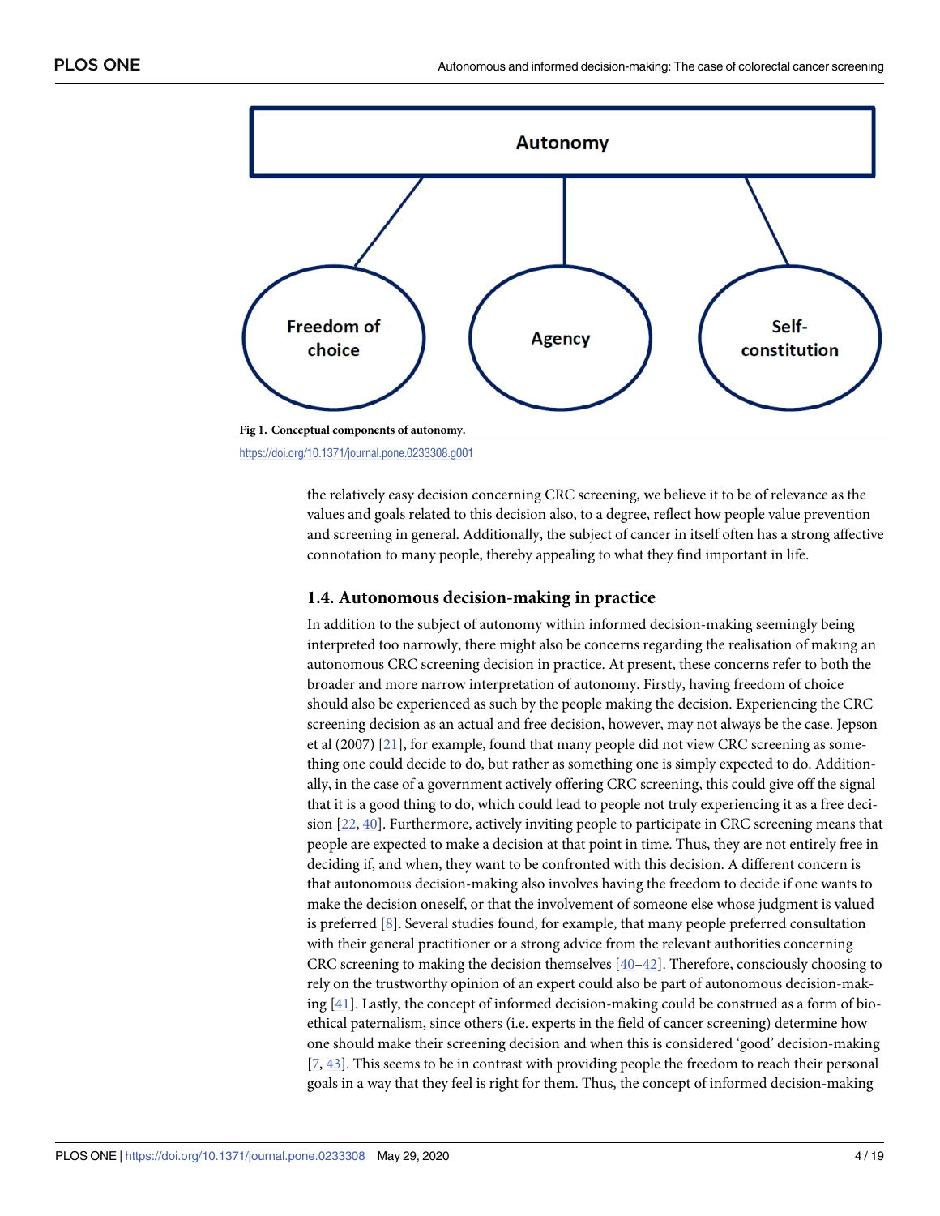Autonomy

Freedom of choice

Agency

Self-constitution

**Fig 1. Conceptual components of autonomy.**

https://doi.org/10.1371/journal.pone.0233308.g001

the relatively easy decision concerning CRC screening, we believe it to be of relevance as the values and goals related to this decision also, to a degree, reflect how people value prevention and screening in general. Additionally, the subject of cancer in itself often has a strong affective connotation to many people, thereby appealing to what they find important in life.

### 1.4. Autonomous decision-making in practice

In addition to the subject of autonomy within informed decision-making seemingly being interpreted too narrowly, there might also be concerns regarding the realisation of making an autonomous CRC screening decision in practice. At present, these concerns refer to both the broader and more narrow interpretation of autonomy. Firstly, having freedom of choice should also be experienced as such by the people making the decision. Experiencing the CRC screening decision as an actual and free decision, however, may not always be the case. Jepson et al (2007) [21], for example, found that many people did not view CRC screening as something one could decide to do, but rather as something one is simply expected to do. Additionally, in the case of a government actively offering CRC screening, this could give off the signal that it is a good thing to do, which could lead to people not truly experiencing it as a free decision [22, 40]. Furthermore, actively inviting people to participate in CRC screening means that people are expected to make a decision at that point in time. Thus, they are not entirely free in deciding if, and when, they want to be confronted with this decision. A different concern is that autonomous decision-making also involves having the freedom to decide if one wants to make the decision oneself, or that the involvement of someone else whose judgment is valued is preferred [8]. Several studies found, for example, that many people preferred consultation with their general practitioner or a strong advice from the relevant authorities concerning CRC screening to making the decision themselves [40–42]. Therefore, consciously choosing to rely on the trustworthy opinion of an expert could also be part of autonomous decision-making [41]. Lastly, the concept of informed decision-making could be construed as a form of bioethical paternalism, since others (i.e. experts in the field of cancer screening) determine how one should make their screening decision and when this is considered 'good' decision-making [7, 43]. This seems to be in contrast with providing people the freedom to reach their personal goals in a way that they feel is right for them. Thus, the concept of informed decision-making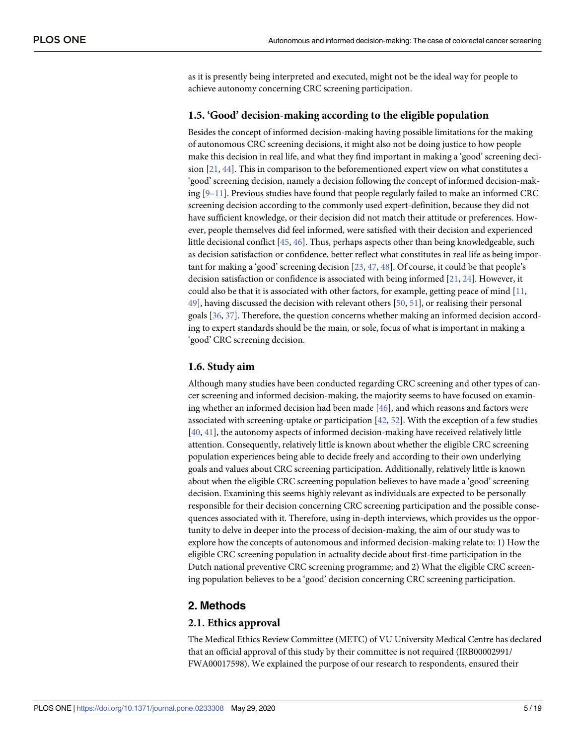as it is presently being interpreted and executed, might not be the ideal way for people to achieve autonomy concerning CRC screening participation.

### 1.5. 'Good' decision-making according to the eligible population

Besides the concept of informed decision-making having possible limitations for the making of autonomous CRC screening decisions, it might also not be doing justice to how people make this decision in real life, and what they find important in making a 'good' screening decision [21, 44]. This in comparison to the beforementioned expert view on what constitutes a 'good' screening decision, namely a decision following the concept of informed decision-making [9–11]. Previous studies have found that people regularly failed to make an informed CRC screening decision according to the commonly used expert-definition, because they did not have sufficient knowledge, or their decision did not match their attitude or preferences. However, people themselves did feel informed, were satisfied with their decision and experienced little decisional conflict [45, 46]. Thus, perhaps aspects other than being knowledgeable, such as decision satisfaction or confidence, better reflect what constitutes in real life as being important for making a 'good' screening decision [23, 47, 48]. Of course, it could be that people's decision satisfaction or confidence is associated with being informed [21, 24]. However, it could also be that it is associated with other factors, for example, getting peace of mind [11, 49], having discussed the decision with relevant others [50, 51], or realising their personal goals [36, 37]. Therefore, the question concerns whether making an informed decision according to expert standards should be the main, or sole, focus of what is important in making a 'good' CRC screening decision.

### 1.6. Study aim

Although many studies have been conducted regarding CRC screening and other types of cancer screening and informed decision-making, the majority seems to have focused on examining whether an informed decision had been made [46], and which reasons and factors were associated with screening-uptake or participation [42, 52]. With the exception of a few studies [40, 41], the autonomy aspects of informed decision-making have received relatively little attention. Consequently, relatively little is known about whether the eligible CRC screening population experiences being able to decide freely and according to their own underlying goals and values about CRC screening participation. Additionally, relatively little is known about when the eligible CRC screening population believes to have made a 'good' screening decision. Examining this seems highly relevant as individuals are expected to be personally responsible for their decision concerning CRC screening participation and the possible consequences associated with it. Therefore, using in-depth interviews, which provides us the opportunity to delve in deeper into the process of decision-making, the aim of our study was to explore how the concepts of autonomous and informed decision-making relate to: 1) How the eligible CRC screening population in actuality decide about first-time participation in the Dutch national preventive CRC screening programme; and 2) What the eligible CRC screening population believes to be a 'good' decision concerning CRC screening participation.

## 2. Methods

### 2.1. Ethics approval

The Medical Ethics Review Committee (METC) of VU University Medical Centre has declared that an official approval of this study by their committee is not required (IRB00002991/FWA00017598). We explained the purpose of our research to respondents, ensured their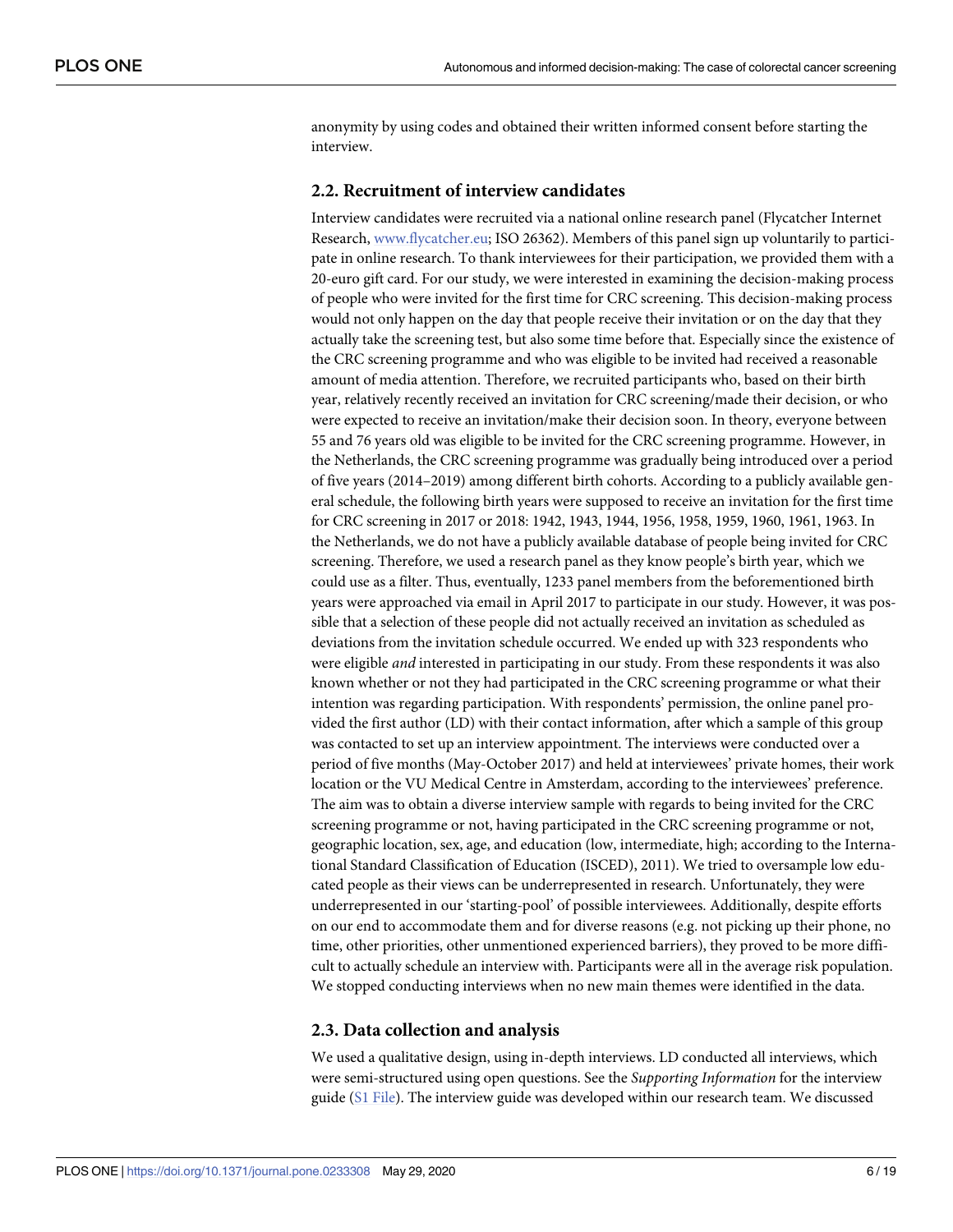anonymity by using codes and obtained their written informed consent before starting the interview.

## 2.2. Recruitment of interview candidates

Interview candidates were recruited via a national online research panel (Flycatcher Internet Research, www.flycatcher.eu; ISO 26362). Members of this panel sign up voluntarily to participate in online research. To thank interviewees for their participation, we provided them with a 20-euro gift card. For our study, we were interested in examining the decision-making process of people who were invited for the first time for CRC screening. This decision-making process would not only happen on the day that people receive their invitation or on the day that they actually take the screening test, but also some time before that. Especially since the existence of the CRC screening programme and who was eligible to be invited had received a reasonable amount of media attention. Therefore, we recruited participants who, based on their birth year, relatively recently received an invitation for CRC screening/made their decision, or who were expected to receive an invitation/make their decision soon. In theory, everyone between 55 and 76 years old was eligible to be invited for the CRC screening programme. However, in the Netherlands, the CRC screening programme was gradually being introduced over a period of five years (2014–2019) among different birth cohorts. According to a publicly available general schedule, the following birth years were supposed to receive an invitation for the first time for CRC screening in 2017 or 2018: 1942, 1943, 1944, 1956, 1958, 1959, 1960, 1961, 1963. In the Netherlands, we do not have a publicly available database of people being invited for CRC screening. Therefore, we used a research panel as they know people's birth year, which we could use as a filter. Thus, eventually, 1233 panel members from the beforementioned birth years were approached via email in April 2017 to participate in our study. However, it was possible that a selection of these people did not actually received an invitation as scheduled as deviations from the invitation schedule occurred. We ended up with 323 respondents who were eligible *and* interested in participating in our study. From these respondents it was also known whether or not they had participated in the CRC screening programme or what their intention was regarding participation. With respondents' permission, the online panel provided the first author (LD) with their contact information, after which a sample of this group was contacted to set up an interview appointment. The interviews were conducted over a period of five months (May-October 2017) and held at interviewees' private homes, their work location or the VU Medical Centre in Amsterdam, according to the interviewees' preference. The aim was to obtain a diverse interview sample with regards to being invited for the CRC screening programme or not, having participated in the CRC screening programme or not, geographic location, sex, age, and education (low, intermediate, high; according to the International Standard Classification of Education (ISCED), 2011). We tried to oversample low educated people as their views can be underrepresented in research. Unfortunately, they were underrepresented in our 'starting-pool' of possible interviewees. Additionally, despite efforts on our end to accommodate them and for diverse reasons (e.g. not picking up their phone, no time, other priorities, other unmentioned experienced barriers), they proved to be more difficult to actually schedule an interview with. Participants were all in the average risk population. We stopped conducting interviews when no new main themes were identified in the data.

## 2.3. Data collection and analysis

We used a qualitative design, using in-depth interviews. LD conducted all interviews, which were semi-structured using open questions. See the *Supporting Information* for the interview guide (S1 File). The interview guide was developed within our research team. We discussed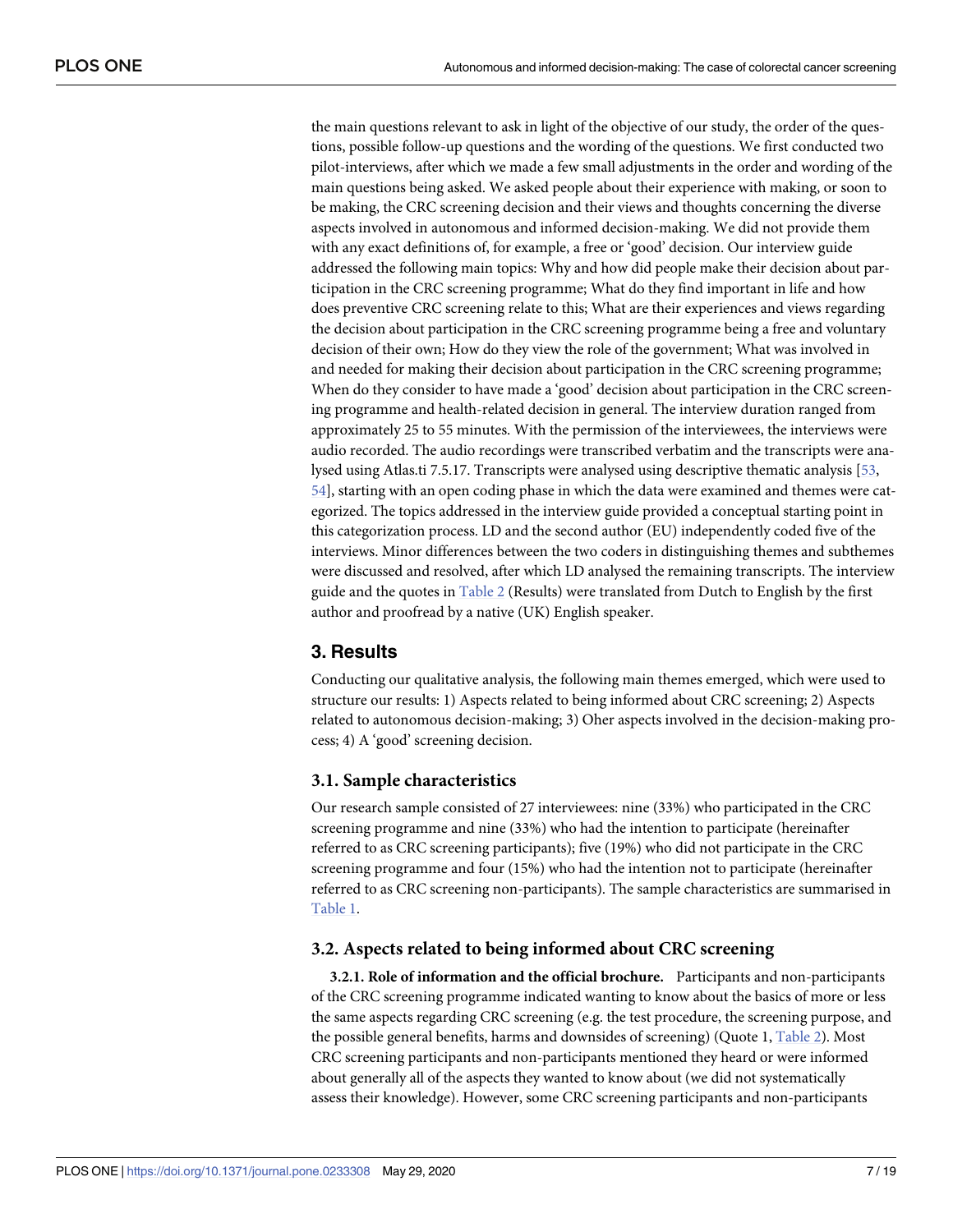the main questions relevant to ask in light of the objective of our study, the order of the questions, possible follow-up questions and the wording of the questions. We first conducted two pilot-interviews, after which we made a few small adjustments in the order and wording of the main questions being asked. We asked people about their experience with making, or soon to be making, the CRC screening decision and their views and thoughts concerning the diverse aspects involved in autonomous and informed decision-making. We did not provide them with any exact definitions of, for example, a free or 'good' decision. Our interview guide addressed the following main topics: Why and how did people make their decision about participation in the CRC screening programme; What do they find important in life and how does preventive CRC screening relate to this; What are their experiences and views regarding the decision about participation in the CRC screening programme being a free and voluntary decision of their own; How do they view the role of the government; What was involved in and needed for making their decision about participation in the CRC screening programme; When do they consider to have made a 'good' decision about participation in the CRC screening programme and health-related decision in general. The interview duration ranged from approximately 25 to 55 minutes. With the permission of the interviewees, the interviews were audio recorded. The audio recordings were transcribed verbatim and the transcripts were analysed using Atlas.ti 7.5.17. Transcripts were analysed using descriptive thematic analysis [53, 54], starting with an open coding phase in which the data were examined and themes were categorized. The topics addressed in the interview guide provided a conceptual starting point in this categorization process. LD and the second author (EU) independently coded five of the interviews. Minor differences between the two coders in distinguishing themes and subthemes were discussed and resolved, after which LD analysed the remaining transcripts. The interview guide and the quotes in Table 2 (Results) were translated from Dutch to English by the first author and proofread by a native (UK) English speaker.

## 3. Results

Conducting our qualitative analysis, the following main themes emerged, which were used to structure our results: 1) Aspects related to being informed about CRC screening; 2) Aspects related to autonomous decision-making; 3) Oher aspects involved in the decision-making process; 4) A 'good' screening decision.

### 3.1. Sample characteristics

Our research sample consisted of 27 interviewees: nine (33%) who participated in the CRC screening programme and nine (33%) who had the intention to participate (hereinafter referred to as CRC screening participants); five (19%) who did not participate in the CRC screening programme and four (15%) who had the intention not to participate (hereinafter referred to as CRC screening non-participants). The sample characteristics are summarised in Table 1.

### 3.2. Aspects related to being informed about CRC screening

**3.2.1. Role of information and the official brochure.** Participants and non-participants of the CRC screening programme indicated wanting to know about the basics of more or less the same aspects regarding CRC screening (e.g. the test procedure, the screening purpose, and the possible general benefits, harms and downsides of screening) (Quote 1, Table 2). Most CRC screening participants and non-participants mentioned they heard or were informed about generally all of the aspects they wanted to know about (we did not systematically assess their knowledge). However, some CRC screening participants and non-participants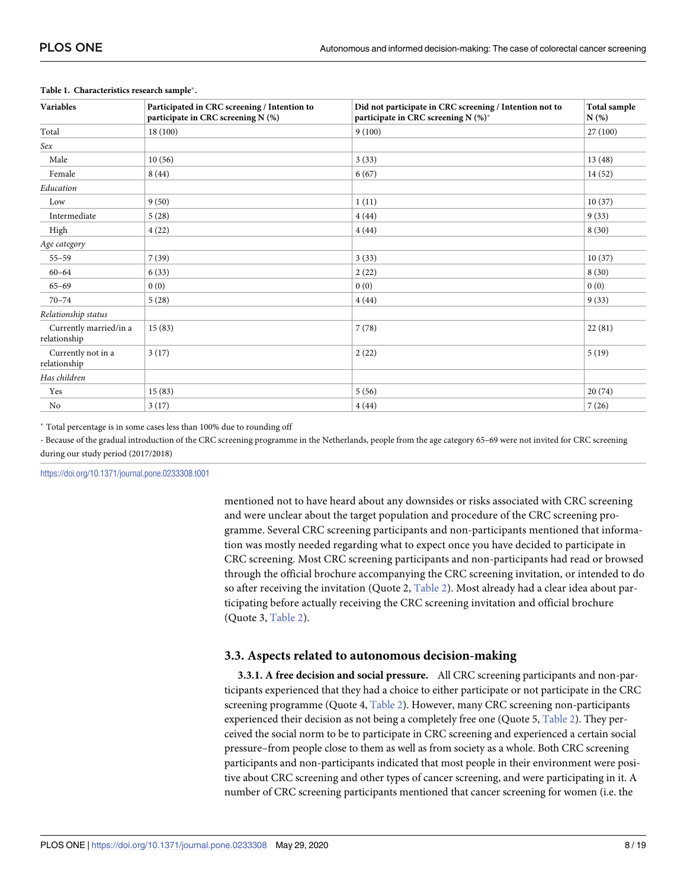**Table 1. Characteristics research sample*.**

| Variables | Participated in CRC screening / Intention to participate in CRC screening N (%) | Did not participate in CRC screening / Intention not to participate in CRC screening N (%)* | Total sample N (%) |
|---|---|---|---|
| Total | 18 (100) | 9 (100) | 27 (100) |
| *Sex* | | | |
| Male | 10 (56) | 3 (33) | 13 (48) |
| Female | 8 (44) | 6 (67) | 14 (52) |
| *Education* | | | |
| Low | 9 (50) | 1 (11) | 10 (37) |
| Intermediate | 5 (28) | 4 (44) | 9 (33) |
| High | 4 (22) | 4 (44) | 8 (30) |
| *Age category* | | | |
| 55–59 | 7 (39) | 3 (33) | 10 (37) |
| 60–64 | 6 (33) | 2 (22) | 8 (30) |
| 65–69 | 0 (0) | 0 (0) | 0 (0) |
| 70–74 | 5 (28) | 4 (44) | 9 (33) |
| *Relationship status* | | | |
| Currently married/in a relationship | 15 (83) | 7 (78) | 22 (81) |
| Currently not in a relationship | 3 (17) | 2 (22) | 5 (19) |
| *Has children* | | | |
| Yes | 15 (83) | 5 (56) | 20 (74) |
| No | 3 (17) | 4 (44) | 7 (26) |

* Total percentage is in some cases less than 100% due to rounding off

- Because of the gradual introduction of the CRC screening programme in the Netherlands, people from the age category 65–69 were not invited for CRC screening during our study period (2017/2018)

https://doi.org/10.1371/journal.pone.0233308.t001

mentioned not to have heard about any downsides or risks associated with CRC screening and were unclear about the target population and procedure of the CRC screening programme. Several CRC screening participants and non-participants mentioned that information was mostly needed regarding what to expect once you have decided to participate in CRC screening. Most CRC screening participants and non-participants had read or browsed through the official brochure accompanying the CRC screening invitation, or intended to do so after receiving the invitation (Quote 2, Table 2). Most already had a clear idea about participating before actually receiving the CRC screening invitation and official brochure (Quote 3, Table 2).

### 3.3. Aspects related to autonomous decision-making

**3.3.1. A free decision and social pressure.** All CRC screening participants and non-participants experienced that they had a choice to either participate or not participate in the CRC screening programme (Quote 4, Table 2). However, many CRC screening non-participants experienced their decision as not being a completely free one (Quote 5, Table 2). They perceived the social norm to be to participate in CRC screening and experienced a certain social pressure–from people close to them as well as from society as a whole. Both CRC screening participants and non-participants indicated that most people in their environment were positive about CRC screening and other types of cancer screening, and were participating in it. A number of CRC screening participants mentioned that cancer screening for women (i.e. the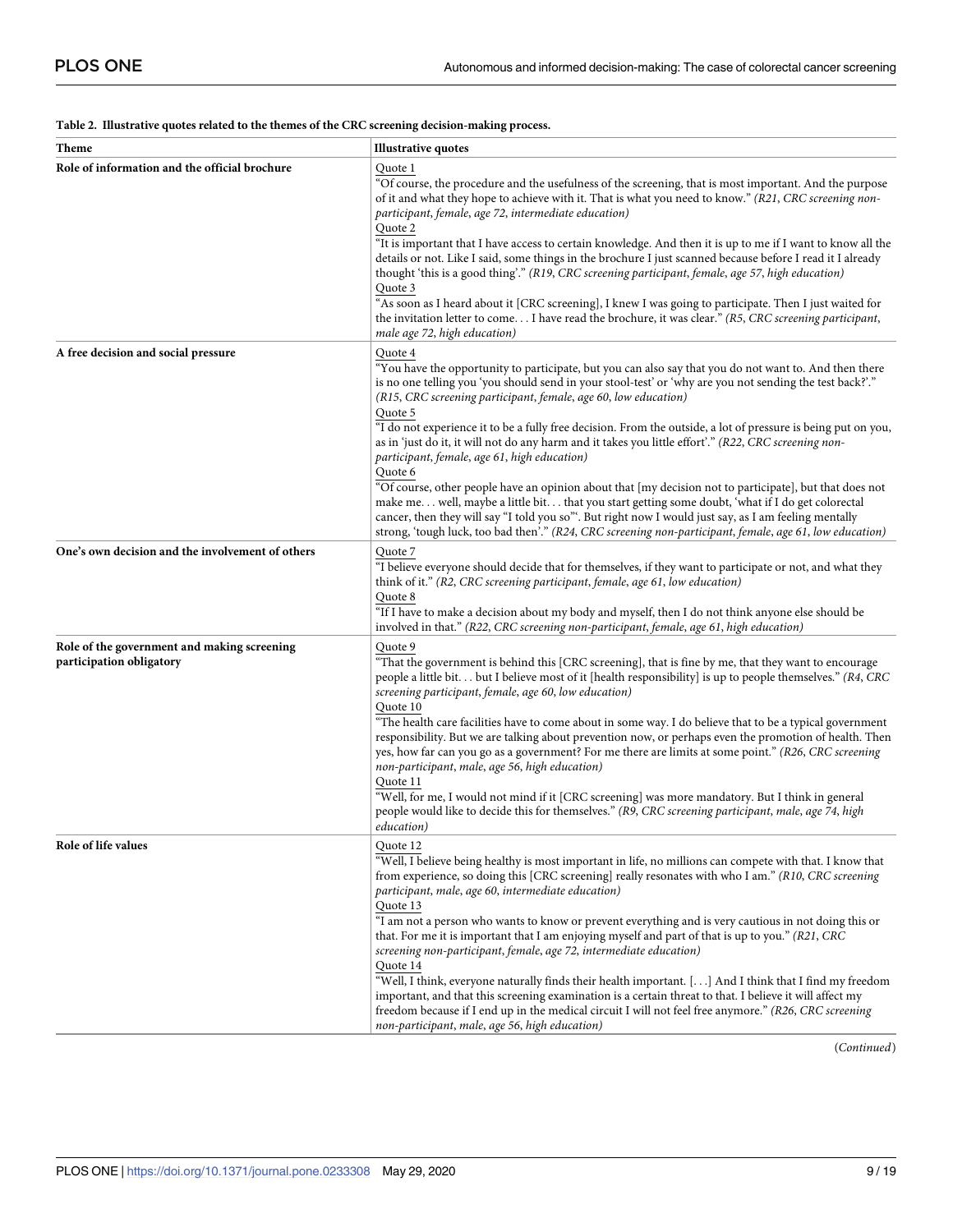**Table 2. Illustrative quotes related to the themes of the CRC screening decision-making process.**

| Theme | Illustrative quotes |
|---|---|
| **Role of information and the official brochure** | Quote 1<br>"Of course, the procedure and the usefulness of the screening, that is most important. And the purpose of it and what they hope to achieve with it. That is what you need to know." *(R21, CRC screening non-participant, female, age 72, intermediate education)*<br>Quote 2<br>"It is important that I have access to certain knowledge. And then it is up to me if I want to know all the details or not. Like I said, some things in the brochure I just scanned because before I read it I already thought 'this is a good thing'." *(R19, CRC screening participant, female, age 57, high education)*<br>Quote 3<br>"As soon as I heard about it [CRC screening], I knew I was going to participate. Then I just waited for the invitation letter to come. . . I have read the brochure, it was clear." *(R5, CRC screening participant, male age 72, high education)* |
| **A free decision and social pressure** | Quote 4<br>"You have the opportunity to participate, but you can also say that you do not want to. And then there is no one telling you 'you should send in your stool-test' or 'why are you not sending the test back?'." *(R15, CRC screening participant, female, age 60, low education)*<br>Quote 5<br>"I do not experience it to be a fully free decision. From the outside, a lot of pressure is being put on you, as in 'just do it, it will not do any harm and it takes you little effort'." *(R22, CRC screening non-participant, female, age 61, high education)*<br>Quote 6<br>"Of course, other people have an opinion about that [my decision not to participate], but that does not make me. . . well, maybe a little bit. . . that you start getting some doubt, 'what if I do get colorectal cancer, then they will say "I told you so"'. But right now I would just say, as I am feeling mentally strong, 'tough luck, too bad then'." *(R24, CRC screening non-participant, female, age 61, low education)* |
| **One's own decision and the involvement of others** | Quote 7<br>"I believe everyone should decide that for themselves, if they want to participate or not, and what they think of it." *(R2, CRC screening participant, female, age 61, low education)*<br>Quote 8<br>"If I have to make a decision about my body and myself, then I do not think anyone else should be involved in that." *(R22, CRC screening non-participant, female, age 61, high education)* |
| **Role of the government and making screening participation obligatory** | Quote 9<br>"That the government is behind this [CRC screening], that is fine by me, that they want to encourage people a little bit. . . but I believe most of it [health responsibility] is up to people themselves." *(R4, CRC screening participant, female, age 60, low education)*<br>Quote 10<br>"The health care facilities have to come about in some way. I do believe that to be a typical government responsibility. But we are talking about prevention now, or perhaps even the promotion of health. Then yes, how far can you go as a government? For me there are limits at some point." *(R26, CRC screening non-participant, male, age 56, high education)*<br>Quote 11<br>"Well, for me, I would not mind if it [CRC screening] was more mandatory. But I think in general people would like to decide this for themselves." *(R9, CRC screening participant, male, age 74, high education)* |
| **Role of life values** | Quote 12<br>"Well, I believe being healthy is most important in life, no millions can compete with that. I know that from experience, so doing this [CRC screening] really resonates with who I am." *(R10, CRC screening participant, male, age 60, intermediate education)*<br>Quote 13<br>"I am not a person who wants to know or prevent everything and is very cautious in not doing this or that. For me it is important that I am enjoying myself and part of that is up to you." *(R21, CRC screening non-participant, female, age 72, intermediate education)*<br>Quote 14<br>"Well, I think, everyone naturally finds their health important. [. . .] And I think that I find my freedom important, and that this screening examination is a certain threat to that. I believe it will affect my freedom because if I end up in the medical circuit I will not feel free anymore." *(R26, CRC screening non-participant, male, age 56, high education)* |

(*Continued*)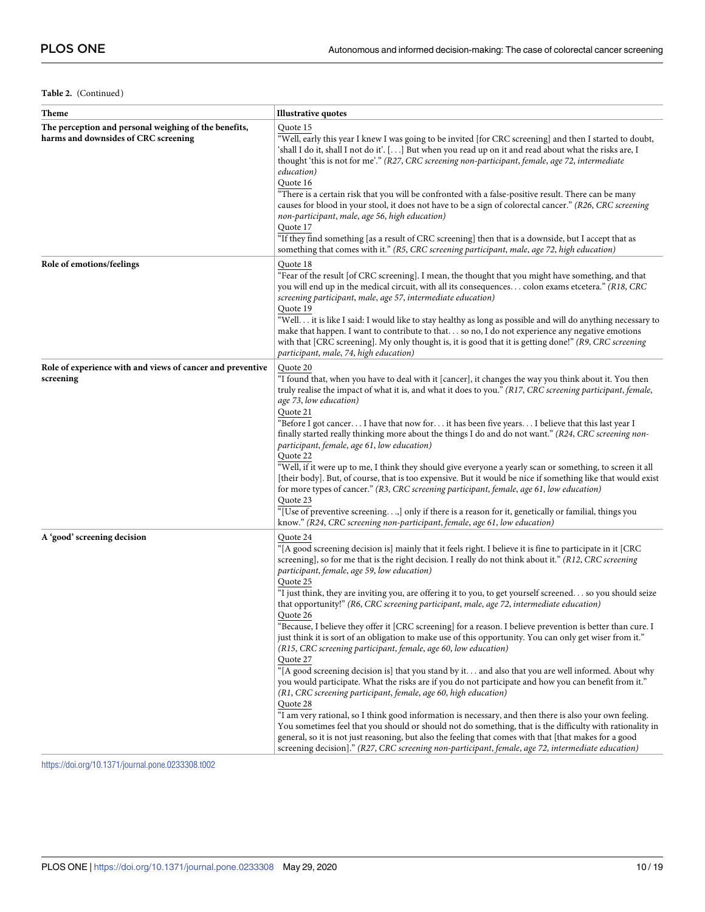**Table 2.** (Continued)

| Theme | Illustrative quotes |
|---|---|
| **The perception and personal weighing of the benefits, harms and downsides of CRC screening** | Quote 15<br>"Well, early this year I knew I was going to be invited [for CRC screening] and then I started to doubt, 'shall I do it, shall I not do it'. [. . .] But when you read up on it and read about what the risks are, I thought 'this is not for me'." *(R27, CRC screening non-participant, female, age 72, intermediate education)*<br>Quote 16<br>"There is a certain risk that you will be confronted with a false-positive result. There can be many causes for blood in your stool, it does not have to be a sign of colorectal cancer." *(R26, CRC screening non-participant, male, age 56, high education)*<br>Quote 17<br>"If they find something [as a result of CRC screening] then that is a downside, but I accept that as something that comes with it." *(R5, CRC screening participant, male, age 72, high education)* |
| **Role of emotions/feelings** | Quote 18<br>"Fear of the result [of CRC screening]. I mean, the thought that you might have something, and that you will end up in the medical circuit, with all its consequences. . . colon exams etcetera." *(R18, CRC screening participant, male, age 57, intermediate education)*<br>Quote 19<br>"Well. . . it is like I said: I would like to stay healthy as long as possible and will do anything necessary to make that happen. I want to contribute to that. . . so no, I do not experience any negative emotions with that [CRC screening]. My only thought is, it is good that it is getting done!" *(R9, CRC screening participant, male, 74, high education)* |
| **Role of experience with and views of cancer and preventive screening** | Quote 20<br>"I found that, when you have to deal with it [cancer], it changes the way you think about it. You then truly realise the impact of what it is, and what it does to you." *(R17, CRC screening participant, female, age 73, low education)*<br>Quote 21<br>"Before I got cancer. . . I have that now for. . . it has been five years. . . I believe that this last year I finally started really thinking more about the things I do and do not want." *(R24, CRC screening non-participant, female, age 61, low education)*<br>Quote 22<br>"Well, if it were up to me, I think they should give everyone a yearly scan or something, to screen it all [their body]. But, of course, that is too expensive. But it would be nice if something like that would exist for more types of cancer." *(R3, CRC screening participant, female, age 61, low education)*<br>Quote 23<br>"[Use of preventive screening. . .,] only if there is a reason for it, genetically or familial, things you know." *(R24, CRC screening non-participant, female, age 61, low education)* |
| **A 'good' screening decision** | Quote 24<br>"[A good screening decision is] mainly that it feels right. I believe it is fine to participate in it [CRC screening], so for me that is the right decision. I really do not think about it." *(R12, CRC screening participant, female, age 59, low education)*<br>Quote 25<br>"I just think, they are inviting you, are offering it to you, to get yourself screened. . . so you should seize that opportunity!" *(R6, CRC screening participant, male, age 72, intermediate education)*<br>Quote 26<br>"Because, I believe they offer it [CRC screening] for a reason. I believe prevention is better than cure. I just think it is sort of an obligation to make use of this opportunity. You can only get wiser from it." *(R15, CRC screening participant, female, age 60, low education)*<br>Quote 27<br>"[A good screening decision is] that you stand by it. . . and also that you are well informed. About why you would participate. What the risks are if you do not participate and how you can benefit from it." *(R1, CRC screening participant, female, age 60, high education)*<br>Quote 28<br>"I am very rational, so I think good information is necessary, and then there is also your own feeling. You sometimes feel that you should or should not do something, that is the difficulty with rationality in general, so it is not just reasoning, but also the feeling that comes with that [that makes for a good screening decision]." *(R27, CRC screening non-participant, female, age 72, intermediate education)* |

https://doi.org/10.1371/journal.pone.0233308.t002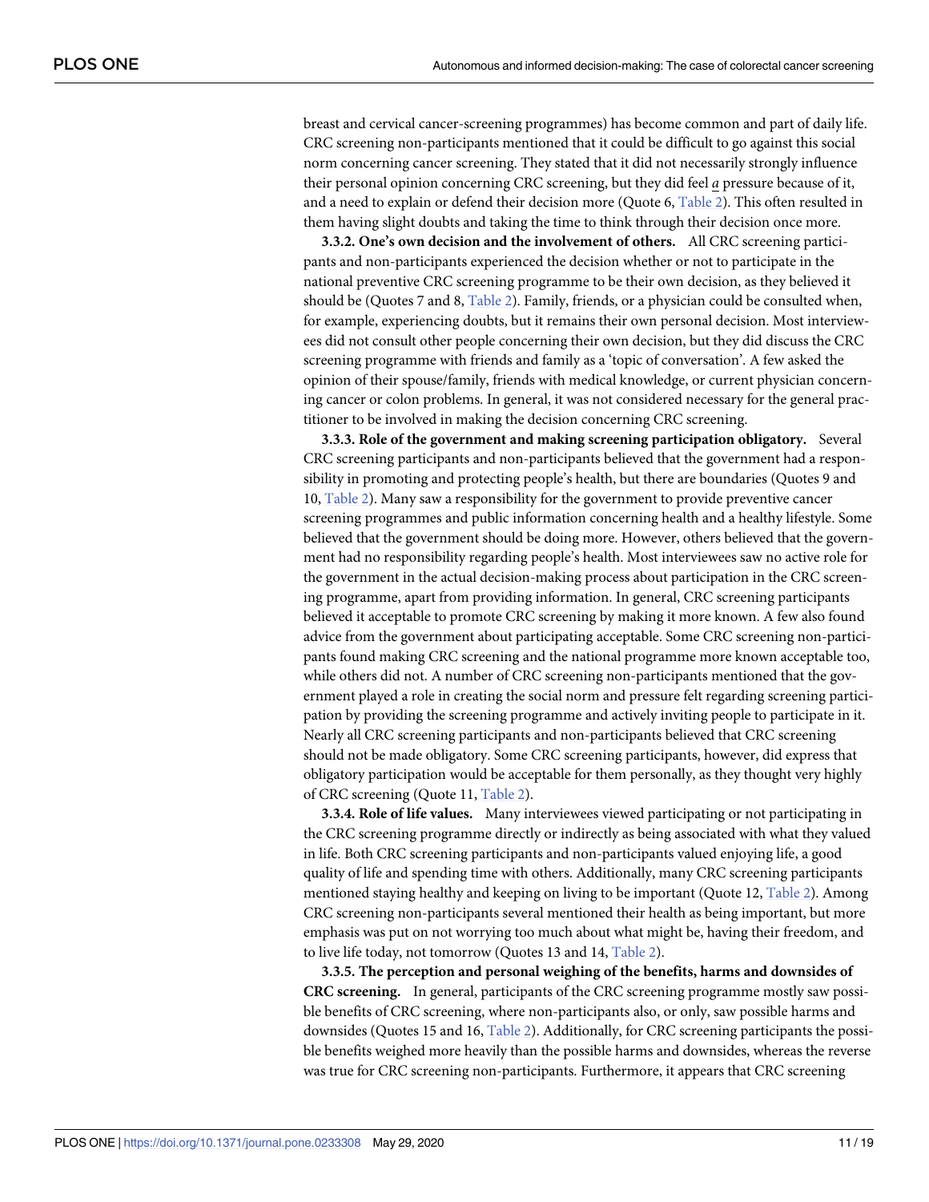breast and cervical cancer-screening programmes) has become common and part of daily life. CRC screening non-participants mentioned that it could be difficult to go against this social norm concerning cancer screening. They stated that it did not necessarily strongly influence their personal opinion concerning CRC screening, but they did feel *a* pressure because of it, and a need to explain or defend their decision more (Quote 6, Table 2). This often resulted in them having slight doubts and taking the time to think through their decision once more.

**3.3.2. One's own decision and the involvement of others.** All CRC screening participants and non-participants experienced the decision whether or not to participate in the national preventive CRC screening programme to be their own decision, as they believed it should be (Quotes 7 and 8, Table 2). Family, friends, or a physician could be consulted when, for example, experiencing doubts, but it remains their own personal decision. Most interviewees did not consult other people concerning their own decision, but they did discuss the CRC screening programme with friends and family as a 'topic of conversation'. A few asked the opinion of their spouse/family, friends with medical knowledge, or current physician concerning cancer or colon problems. In general, it was not considered necessary for the general practitioner to be involved in making the decision concerning CRC screening.

**3.3.3. Role of the government and making screening participation obligatory.** Several CRC screening participants and non-participants believed that the government had a responsibility in promoting and protecting people's health, but there are boundaries (Quotes 9 and 10, Table 2). Many saw a responsibility for the government to provide preventive cancer screening programmes and public information concerning health and a healthy lifestyle. Some believed that the government should be doing more. However, others believed that the government had no responsibility regarding people's health. Most interviewees saw no active role for the government in the actual decision-making process about participation in the CRC screening programme, apart from providing information. In general, CRC screening participants believed it acceptable to promote CRC screening by making it more known. A few also found advice from the government about participating acceptable. Some CRC screening non-participants found making CRC screening and the national programme more known acceptable too, while others did not. A number of CRC screening non-participants mentioned that the government played a role in creating the social norm and pressure felt regarding screening participation by providing the screening programme and actively inviting people to participate in it. Nearly all CRC screening participants and non-participants believed that CRC screening should not be made obligatory. Some CRC screening participants, however, did express that obligatory participation would be acceptable for them personally, as they thought very highly of CRC screening (Quote 11, Table 2).

**3.3.4. Role of life values.** Many interviewees viewed participating or not participating in the CRC screening programme directly or indirectly as being associated with what they valued in life. Both CRC screening participants and non-participants valued enjoying life, a good quality of life and spending time with others. Additionally, many CRC screening participants mentioned staying healthy and keeping on living to be important (Quote 12, Table 2). Among CRC screening non-participants several mentioned their health as being important, but more emphasis was put on not worrying too much about what might be, having their freedom, and to live life today, not tomorrow (Quotes 13 and 14, Table 2).

**3.3.5. The perception and personal weighing of the benefits, harms and downsides of CRC screening.** In general, participants of the CRC screening programme mostly saw possible benefits of CRC screening, where non-participants also, or only, saw possible harms and downsides (Quotes 15 and 16, Table 2). Additionally, for CRC screening participants the possible benefits weighed more heavily than the possible harms and downsides, whereas the reverse was true for CRC screening non-participants. Furthermore, it appears that CRC screening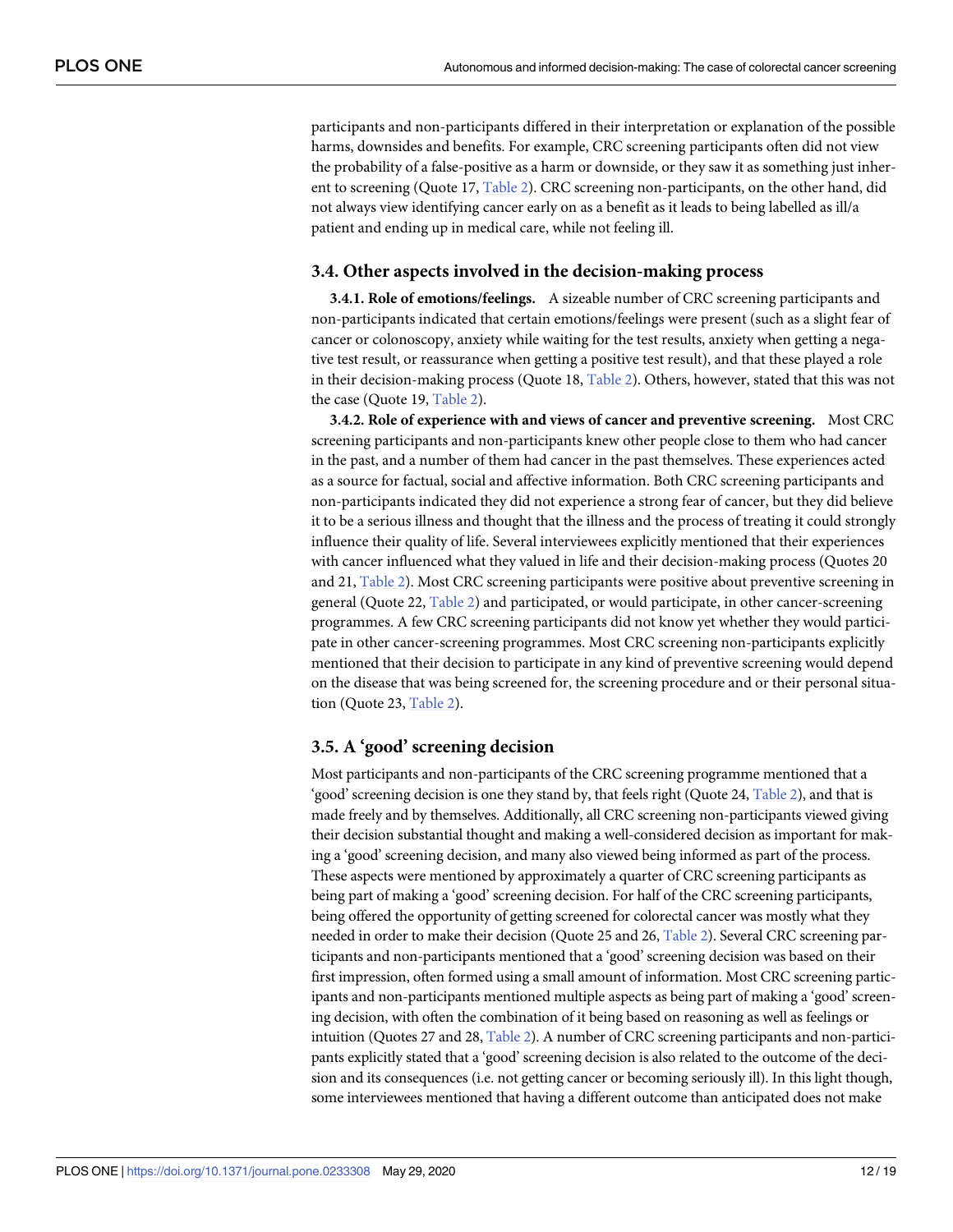participants and non-participants differed in their interpretation or explanation of the possible harms, downsides and benefits. For example, CRC screening participants often did not view the probability of a false-positive as a harm or downside, or they saw it as something just inherent to screening (Quote 17, Table 2). CRC screening non-participants, on the other hand, did not always view identifying cancer early on as a benefit as it leads to being labelled as ill/a patient and ending up in medical care, while not feeling ill.

## 3.4. Other aspects involved in the decision-making process

**3.4.1. Role of emotions/feelings.** A sizeable number of CRC screening participants and non-participants indicated that certain emotions/feelings were present (such as a slight fear of cancer or colonoscopy, anxiety while waiting for the test results, anxiety when getting a negative test result, or reassurance when getting a positive test result), and that these played a role in their decision-making process (Quote 18, Table 2). Others, however, stated that this was not the case (Quote 19, Table 2).

**3.4.2. Role of experience with and views of cancer and preventive screening.** Most CRC screening participants and non-participants knew other people close to them who had cancer in the past, and a number of them had cancer in the past themselves. These experiences acted as a source for factual, social and affective information. Both CRC screening participants and non-participants indicated they did not experience a strong fear of cancer, but they did believe it to be a serious illness and thought that the illness and the process of treating it could strongly influence their quality of life. Several interviewees explicitly mentioned that their experiences with cancer influenced what they valued in life and their decision-making process (Quotes 20 and 21, Table 2). Most CRC screening participants were positive about preventive screening in general (Quote 22, Table 2) and participated, or would participate, in other cancer-screening programmes. A few CRC screening participants did not know yet whether they would participate in other cancer-screening programmes. Most CRC screening non-participants explicitly mentioned that their decision to participate in any kind of preventive screening would depend on the disease that was being screened for, the screening procedure and or their personal situation (Quote 23, Table 2).

## 3.5. A 'good' screening decision

Most participants and non-participants of the CRC screening programme mentioned that a 'good' screening decision is one they stand by, that feels right (Quote 24, Table 2), and that is made freely and by themselves. Additionally, all CRC screening non-participants viewed giving their decision substantial thought and making a well-considered decision as important for making a 'good' screening decision, and many also viewed being informed as part of the process. These aspects were mentioned by approximately a quarter of CRC screening participants as being part of making a 'good' screening decision. For half of the CRC screening participants, being offered the opportunity of getting screened for colorectal cancer was mostly what they needed in order to make their decision (Quote 25 and 26, Table 2). Several CRC screening participants and non-participants mentioned that a 'good' screening decision was based on their first impression, often formed using a small amount of information. Most CRC screening participants and non-participants mentioned multiple aspects as being part of making a 'good' screening decision, with often the combination of it being based on reasoning as well as feelings or intuition (Quotes 27 and 28, Table 2). A number of CRC screening participants and non-participants explicitly stated that a 'good' screening decision is also related to the outcome of the decision and its consequences (i.e. not getting cancer or becoming seriously ill). In this light though, some interviewees mentioned that having a different outcome than anticipated does not make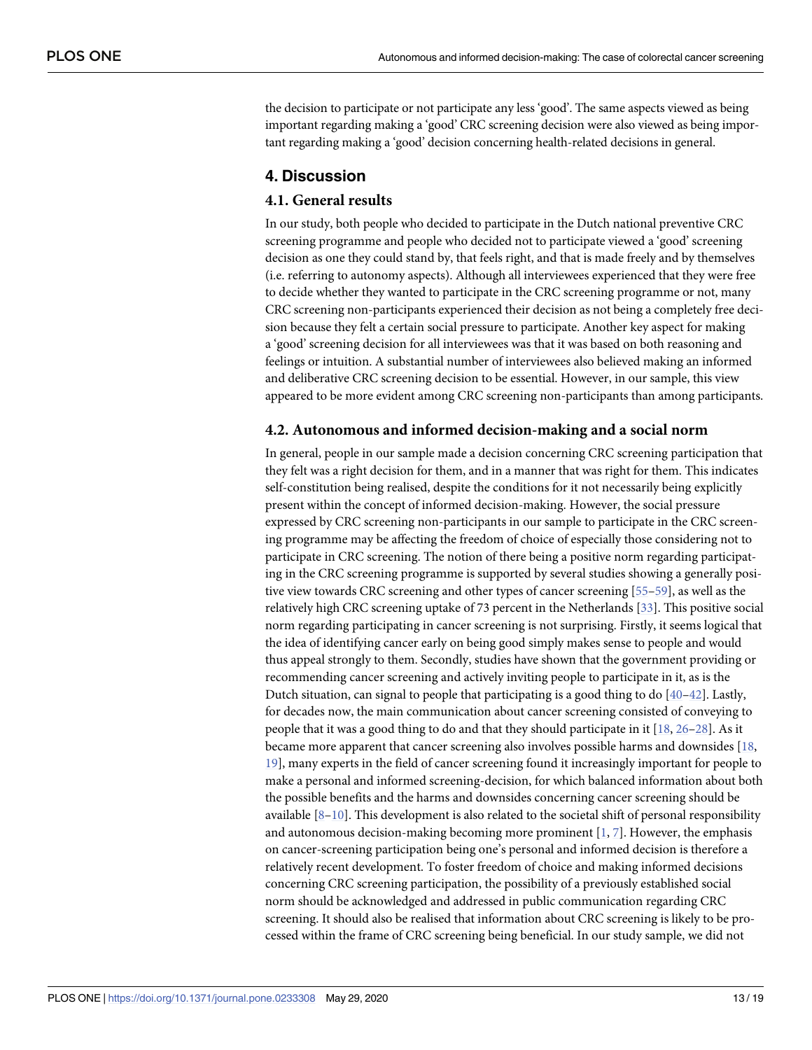the decision to participate or not participate any less 'good'. The same aspects viewed as being important regarding making a 'good' CRC screening decision were also viewed as being important regarding making a 'good' decision concerning health-related decisions in general.

## 4. Discussion

### 4.1. General results

In our study, both people who decided to participate in the Dutch national preventive CRC screening programme and people who decided not to participate viewed a 'good' screening decision as one they could stand by, that feels right, and that is made freely and by themselves (i.e. referring to autonomy aspects). Although all interviewees experienced that they were free to decide whether they wanted to participate in the CRC screening programme or not, many CRC screening non-participants experienced their decision as not being a completely free decision because they felt a certain social pressure to participate. Another key aspect for making a 'good' screening decision for all interviewees was that it was based on both reasoning and feelings or intuition. A substantial number of interviewees also believed making an informed and deliberative CRC screening decision to be essential. However, in our sample, this view appeared to be more evident among CRC screening non-participants than among participants.

### 4.2. Autonomous and informed decision-making and a social norm

In general, people in our sample made a decision concerning CRC screening participation that they felt was a right decision for them, and in a manner that was right for them. This indicates self-constitution being realised, despite the conditions for it not necessarily being explicitly present within the concept of informed decision-making. However, the social pressure expressed by CRC screening non-participants in our sample to participate in the CRC screening programme may be affecting the freedom of choice of especially those considering not to participate in CRC screening. The notion of there being a positive norm regarding participating in the CRC screening programme is supported by several studies showing a generally positive view towards CRC screening and other types of cancer screening [55–59], as well as the relatively high CRC screening uptake of 73 percent in the Netherlands [33]. This positive social norm regarding participating in cancer screening is not surprising. Firstly, it seems logical that the idea of identifying cancer early on being good simply makes sense to people and would thus appeal strongly to them. Secondly, studies have shown that the government providing or recommending cancer screening and actively inviting people to participate in it, as is the Dutch situation, can signal to people that participating is a good thing to do [40–42]. Lastly, for decades now, the main communication about cancer screening consisted of conveying to people that it was a good thing to do and that they should participate in it [18, 26–28]. As it became more apparent that cancer screening also involves possible harms and downsides [18, 19], many experts in the field of cancer screening found it increasingly important for people to make a personal and informed screening-decision, for which balanced information about both the possible benefits and the harms and downsides concerning cancer screening should be available [8–10]. This development is also related to the societal shift of personal responsibility and autonomous decision-making becoming more prominent [1, 7]. However, the emphasis on cancer-screening participation being one's personal and informed decision is therefore a relatively recent development. To foster freedom of choice and making informed decisions concerning CRC screening participation, the possibility of a previously established social norm should be acknowledged and addressed in public communication regarding CRC screening. It should also be realised that information about CRC screening is likely to be processed within the frame of CRC screening being beneficial. In our study sample, we did not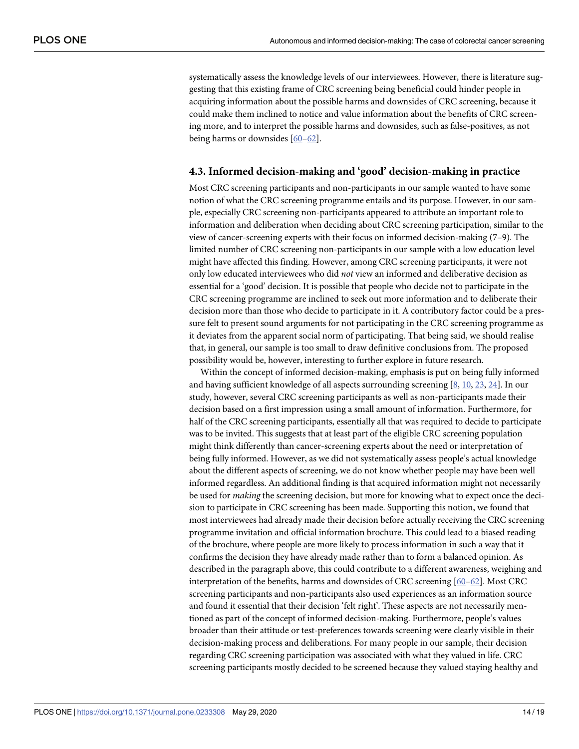systematically assess the knowledge levels of our interviewees. However, there is literature suggesting that this existing frame of CRC screening being beneficial could hinder people in acquiring information about the possible harms and downsides of CRC screening, because it could make them inclined to notice and value information about the benefits of CRC screening more, and to interpret the possible harms and downsides, such as false-positives, as not being harms or downsides [60–62].

### 4.3. Informed decision-making and 'good' decision-making in practice

Most CRC screening participants and non-participants in our sample wanted to have some notion of what the CRC screening programme entails and its purpose. However, in our sample, especially CRC screening non-participants appeared to attribute an important role to information and deliberation when deciding about CRC screening participation, similar to the view of cancer-screening experts with their focus on informed decision-making (7–9). The limited number of CRC screening non-participants in our sample with a low education level might have affected this finding. However, among CRC screening participants, it were not only low educated interviewees who did *not* view an informed and deliberative decision as essential for a 'good' decision. It is possible that people who decide not to participate in the CRC screening programme are inclined to seek out more information and to deliberate their decision more than those who decide to participate in it. A contributory factor could be a pressure felt to present sound arguments for not participating in the CRC screening programme as it deviates from the apparent social norm of participating. That being said, we should realise that, in general, our sample is too small to draw definitive conclusions from. The proposed possibility would be, however, interesting to further explore in future research.

Within the concept of informed decision-making, emphasis is put on being fully informed and having sufficient knowledge of all aspects surrounding screening [8, 10, 23, 24]. In our study, however, several CRC screening participants as well as non-participants made their decision based on a first impression using a small amount of information. Furthermore, for half of the CRC screening participants, essentially all that was required to decide to participate was to be invited. This suggests that at least part of the eligible CRC screening population might think differently than cancer-screening experts about the need or interpretation of being fully informed. However, as we did not systematically assess people's actual knowledge about the different aspects of screening, we do not know whether people may have been well informed regardless. An additional finding is that acquired information might not necessarily be used for *making* the screening decision, but more for knowing what to expect once the decision to participate in CRC screening has been made. Supporting this notion, we found that most interviewees had already made their decision before actually receiving the CRC screening programme invitation and official information brochure. This could lead to a biased reading of the brochure, where people are more likely to process information in such a way that it confirms the decision they have already made rather than to form a balanced opinion. As described in the paragraph above, this could contribute to a different awareness, weighing and interpretation of the benefits, harms and downsides of CRC screening [60–62]. Most CRC screening participants and non-participants also used experiences as an information source and found it essential that their decision 'felt right'. These aspects are not necessarily mentioned as part of the concept of informed decision-making. Furthermore, people's values broader than their attitude or test-preferences towards screening were clearly visible in their decision-making process and deliberations. For many people in our sample, their decision regarding CRC screening participation was associated with what they valued in life. CRC screening participants mostly decided to be screened because they valued staying healthy and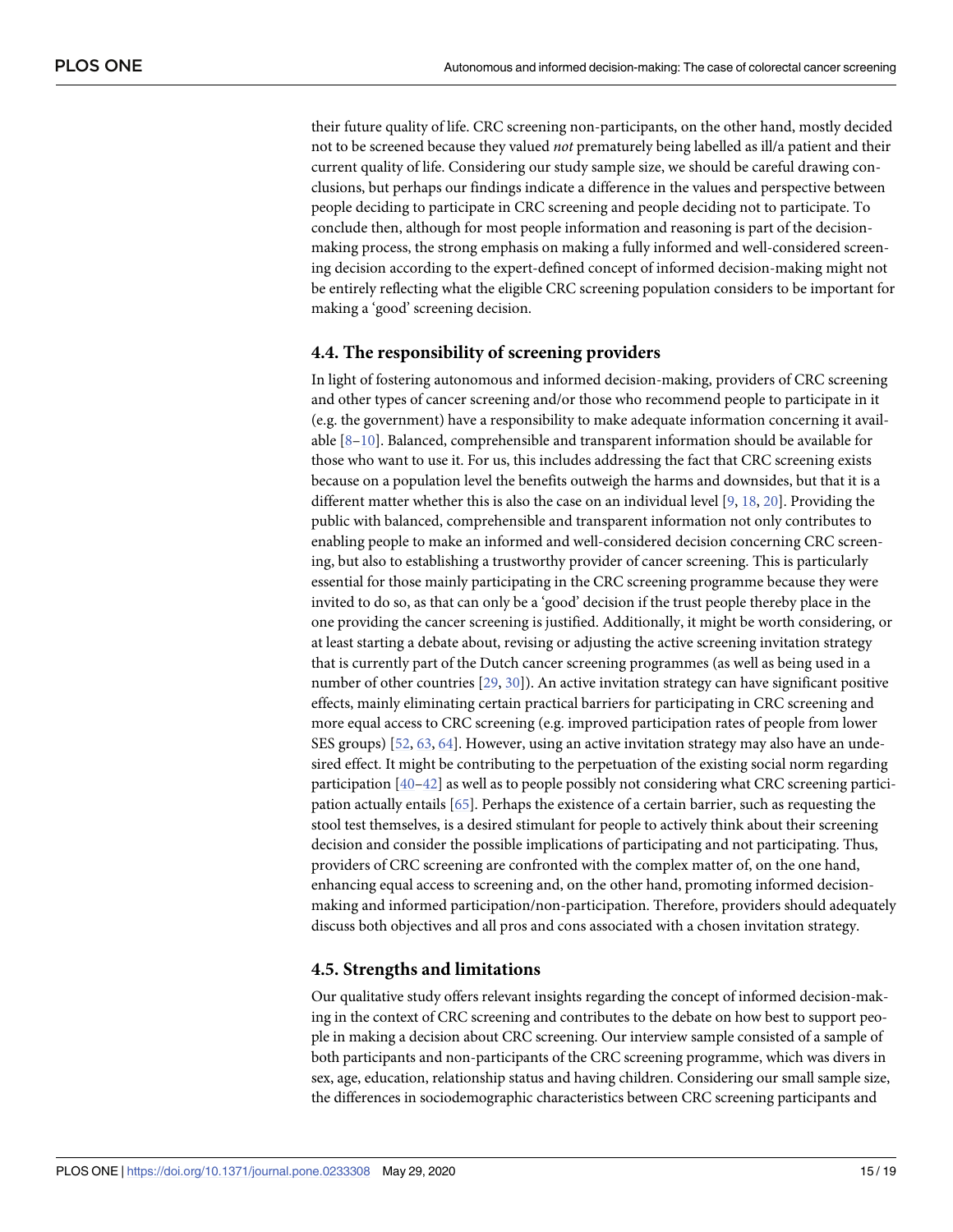their future quality of life. CRC screening non-participants, on the other hand, mostly decided not to be screened because they valued *not* prematurely being labelled as ill/a patient and their current quality of life. Considering our study sample size, we should be careful drawing conclusions, but perhaps our findings indicate a difference in the values and perspective between people deciding to participate in CRC screening and people deciding not to participate. To conclude then, although for most people information and reasoning is part of the decision-making process, the strong emphasis on making a fully informed and well-considered screening decision according to the expert-defined concept of informed decision-making might not be entirely reflecting what the eligible CRC screening population considers to be important for making a 'good' screening decision.

### 4.4. The responsibility of screening providers

In light of fostering autonomous and informed decision-making, providers of CRC screening and other types of cancer screening and/or those who recommend people to participate in it (e.g. the government) have a responsibility to make adequate information concerning it available [8–10]. Balanced, comprehensible and transparent information should be available for those who want to use it. For us, this includes addressing the fact that CRC screening exists because on a population level the benefits outweigh the harms and downsides, but that it is a different matter whether this is also the case on an individual level [9, 18, 20]. Providing the public with balanced, comprehensible and transparent information not only contributes to enabling people to make an informed and well-considered decision concerning CRC screening, but also to establishing a trustworthy provider of cancer screening. This is particularly essential for those mainly participating in the CRC screening programme because they were invited to do so, as that can only be a 'good' decision if the trust people thereby place in the one providing the cancer screening is justified. Additionally, it might be worth considering, or at least starting a debate about, revising or adjusting the active screening invitation strategy that is currently part of the Dutch cancer screening programmes (as well as being used in a number of other countries [29, 30]). An active invitation strategy can have significant positive effects, mainly eliminating certain practical barriers for participating in CRC screening and more equal access to CRC screening (e.g. improved participation rates of people from lower SES groups) [52, 63, 64]. However, using an active invitation strategy may also have an undesired effect. It might be contributing to the perpetuation of the existing social norm regarding participation [40–42] as well as to people possibly not considering what CRC screening participation actually entails [65]. Perhaps the existence of a certain barrier, such as requesting the stool test themselves, is a desired stimulant for people to actively think about their screening decision and consider the possible implications of participating and not participating. Thus, providers of CRC screening are confronted with the complex matter of, on the one hand, enhancing equal access to screening and, on the other hand, promoting informed decision-making and informed participation/non-participation. Therefore, providers should adequately discuss both objectives and all pros and cons associated with a chosen invitation strategy.

### 4.5. Strengths and limitations

Our qualitative study offers relevant insights regarding the concept of informed decision-making in the context of CRC screening and contributes to the debate on how best to support people in making a decision about CRC screening. Our interview sample consisted of a sample of both participants and non-participants of the CRC screening programme, which was divers in sex, age, education, relationship status and having children. Considering our small sample size, the differences in sociodemographic characteristics between CRC screening participants and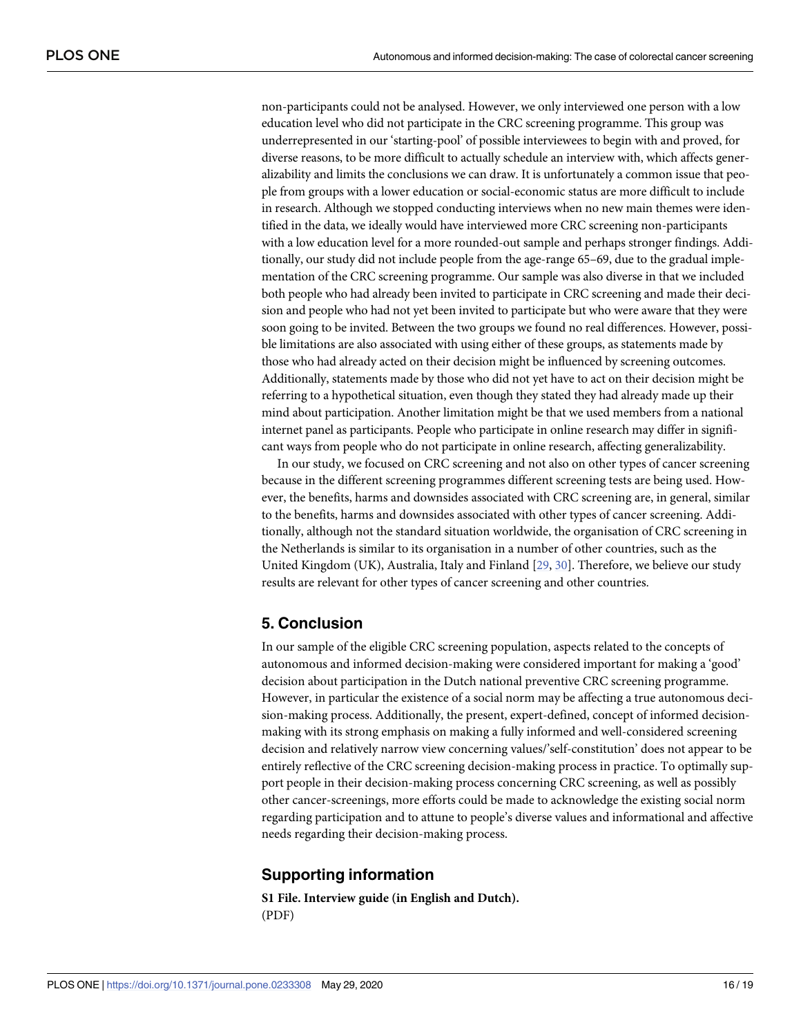non-participants could not be analysed. However, we only interviewed one person with a low education level who did not participate in the CRC screening programme. This group was underrepresented in our 'starting-pool' of possible interviewees to begin with and proved, for diverse reasons, to be more difficult to actually schedule an interview with, which affects generalizability and limits the conclusions we can draw. It is unfortunately a common issue that people from groups with a lower education or social-economic status are more difficult to include in research. Although we stopped conducting interviews when no new main themes were identified in the data, we ideally would have interviewed more CRC screening non-participants with a low education level for a more rounded-out sample and perhaps stronger findings. Additionally, our study did not include people from the age-range 65–69, due to the gradual implementation of the CRC screening programme. Our sample was also diverse in that we included both people who had already been invited to participate in CRC screening and made their decision and people who had not yet been invited to participate but who were aware that they were soon going to be invited. Between the two groups we found no real differences. However, possible limitations are also associated with using either of these groups, as statements made by those who had already acted on their decision might be influenced by screening outcomes. Additionally, statements made by those who did not yet have to act on their decision might be referring to a hypothetical situation, even though they stated they had already made up their mind about participation. Another limitation might be that we used members from a national internet panel as participants. People who participate in online research may differ in significant ways from people who do not participate in online research, affecting generalizability.

In our study, we focused on CRC screening and not also on other types of cancer screening because in the different screening programmes different screening tests are being used. However, the benefits, harms and downsides associated with CRC screening are, in general, similar to the benefits, harms and downsides associated with other types of cancer screening. Additionally, although not the standard situation worldwide, the organisation of CRC screening in the Netherlands is similar to its organisation in a number of other countries, such as the United Kingdom (UK), Australia, Italy and Finland [29, 30]. Therefore, we believe our study results are relevant for other types of cancer screening and other countries.

## 5. Conclusion

In our sample of the eligible CRC screening population, aspects related to the concepts of autonomous and informed decision-making were considered important for making a 'good' decision about participation in the Dutch national preventive CRC screening programme. However, in particular the existence of a social norm may be affecting a true autonomous decision-making process. Additionally, the present, expert-defined, concept of informed decision-making with its strong emphasis on making a fully informed and well-considered screening decision and relatively narrow view concerning values/'self-constitution' does not appear to be entirely reflective of the CRC screening decision-making process in practice. To optimally support people in their decision-making process concerning CRC screening, as well as possibly other cancer-screenings, more efforts could be made to acknowledge the existing social norm regarding participation and to attune to people's diverse values and informational and affective needs regarding their decision-making process.

## Supporting information

**S1 File. Interview guide (in English and Dutch).**
(PDF)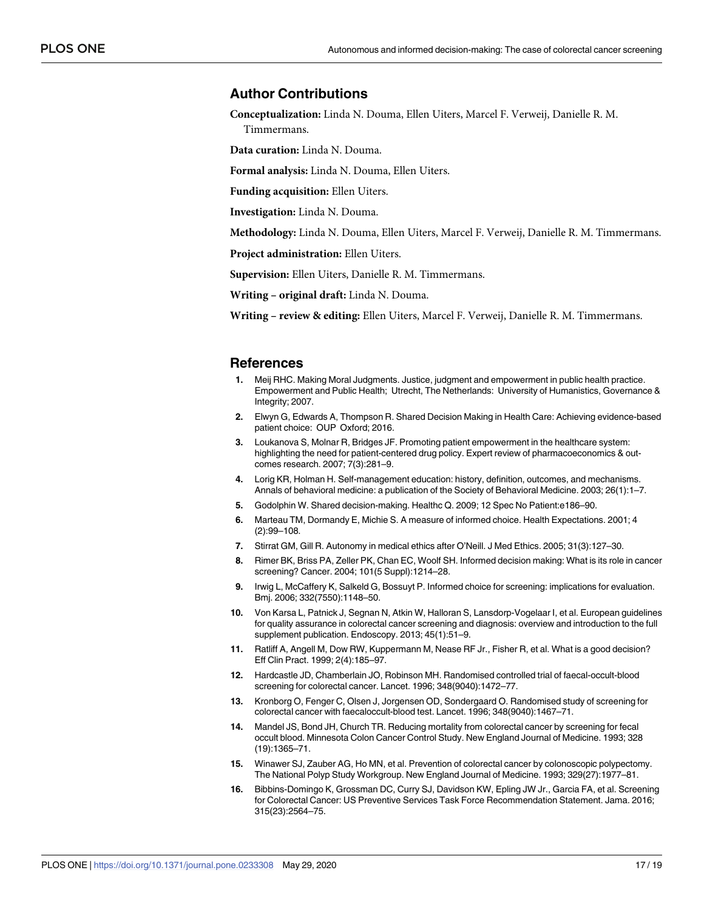## Author Contributions

**Conceptualization:** Linda N. Douma, Ellen Uiters, Marcel F. Verweij, Danielle R. M. Timmermans.

**Data curation:** Linda N. Douma.

**Formal analysis:** Linda N. Douma, Ellen Uiters.

**Funding acquisition:** Ellen Uiters.

**Investigation:** Linda N. Douma.

**Methodology:** Linda N. Douma, Ellen Uiters, Marcel F. Verweij, Danielle R. M. Timmermans.

**Project administration:** Ellen Uiters.

**Supervision:** Ellen Uiters, Danielle R. M. Timmermans.

**Writing – original draft:** Linda N. Douma.

**Writing – review & editing:** Ellen Uiters, Marcel F. Verweij, Danielle R. M. Timmermans.

## References

1. Meij RHC. Making Moral Judgments. Justice, judgment and empowerment in public health practice. Empowerment and Public Health; Utrecht, The Netherlands: University of Humanistics, Governance & Integrity; 2007.
2. Elwyn G, Edwards A, Thompson R. Shared Decision Making in Health Care: Achieving evidence-based patient choice: OUP Oxford; 2016.
3. Loukanova S, Molnar R, Bridges JF. Promoting patient empowerment in the healthcare system: highlighting the need for patient-centered drug policy. Expert review of pharmacoeconomics & outcomes research. 2007; 7(3):281–9.
4. Lorig KR, Holman H. Self-management education: history, definition, outcomes, and mechanisms. Annals of behavioral medicine: a publication of the Society of Behavioral Medicine. 2003; 26(1):1–7.
5. Godolphin W. Shared decision-making. Healthc Q. 2009; 12 Spec No Patient:e186–90.
6. Marteau TM, Dormandy E, Michie S. A measure of informed choice. Health Expectations. 2001; 4 (2):99–108.
7. Stirrat GM, Gill R. Autonomy in medical ethics after O'Neill. J Med Ethics. 2005; 31(3):127–30.
8. Rimer BK, Briss PA, Zeller PK, Chan EC, Woolf SH. Informed decision making: What is its role in cancer screening? Cancer. 2004; 101(5 Suppl):1214–28.
9. Irwig L, McCaffery K, Salkeld G, Bossuyt P. Informed choice for screening: implications for evaluation. Bmj. 2006; 332(7550):1148–50.
10. Von Karsa L, Patnick J, Segnan N, Atkin W, Halloran S, Lansdorp-Vogelaar I, et al. European guidelines for quality assurance in colorectal cancer screening and diagnosis: overview and introduction to the full supplement publication. Endoscopy. 2013; 45(1):51–9.
11. Ratliff A, Angell M, Dow RW, Kuppermann M, Nease RF Jr., Fisher R, et al. What is a good decision? Eff Clin Pract. 1999; 2(4):185–97.
12. Hardcastle JD, Chamberlain JO, Robinson MH. Randomised controlled trial of faecal-occult-blood screening for colorectal cancer. Lancet. 1996; 348(9040):1472–77.
13. Kronborg O, Fenger C, Olsen J, Jorgensen OD, Sondergaard O. Randomised study of screening for colorectal cancer with faecaloccult-blood test. Lancet. 1996; 348(9040):1467–71.
14. Mandel JS, Bond JH, Church TR. Reducing mortality from colorectal cancer by screening for fecal occult blood. Minnesota Colon Cancer Control Study. New England Journal of Medicine. 1993; 328 (19):1365–71.
15. Winawer SJ, Zauber AG, Ho MN, et al. Prevention of colorectal cancer by colonoscopic polypectomy. The National Polyp Study Workgroup. New England Journal of Medicine. 1993; 329(27):1977–81.
16. Bibbins-Domingo K, Grossman DC, Curry SJ, Davidson KW, Epling JW Jr., Garcia FA, et al. Screening for Colorectal Cancer: US Preventive Services Task Force Recommendation Statement. Jama. 2016; 315(23):2564–75.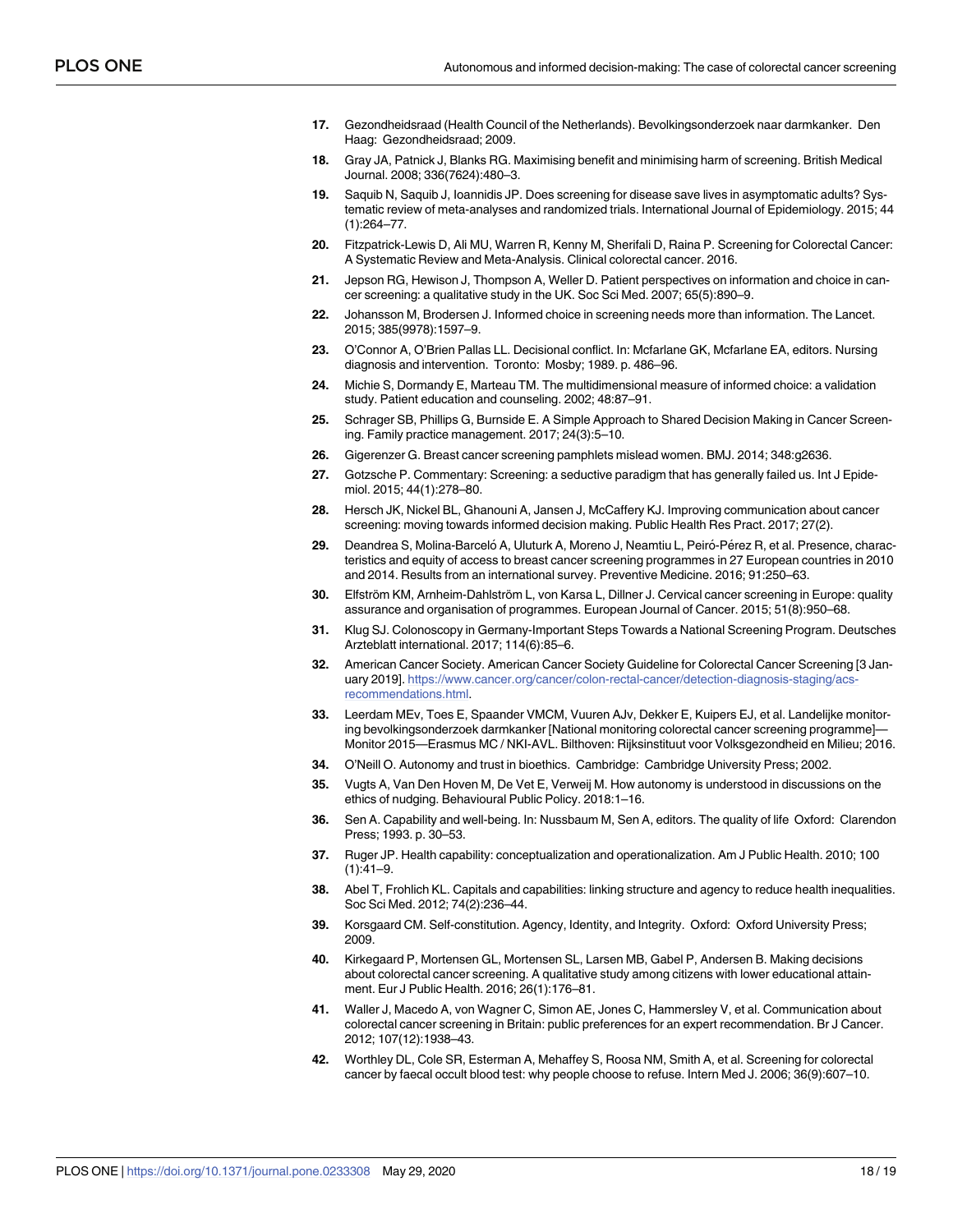17. Gezondheidsraad (Health Council of the Netherlands). Bevolkingsonderzoek naar darmkanker. Den Haag: Gezondheidsraad; 2009.
18. Gray JA, Patnick J, Blanks RG. Maximising benefit and minimising harm of screening. British Medical Journal. 2008; 336(7624):480–3.
19. Saquib N, Saquib J, Ioannidis JP. Does screening for disease save lives in asymptomatic adults? Systematic review of meta-analyses and randomized trials. International Journal of Epidemiology. 2015; 44 (1):264–77.
20. Fitzpatrick-Lewis D, Ali MU, Warren R, Kenny M, Sherifali D, Raina P. Screening for Colorectal Cancer: A Systematic Review and Meta-Analysis. Clinical colorectal cancer. 2016.
21. Jepson RG, Hewison J, Thompson A, Weller D. Patient perspectives on information and choice in cancer screening: a qualitative study in the UK. Soc Sci Med. 2007; 65(5):890–9.
22. Johansson M, Brodersen J. Informed choice in screening needs more than information. The Lancet. 2015; 385(9978):1597–9.
23. O'Connor A, O'Brien Pallas LL. Decisional conflict. In: Mcfarlane GK, Mcfarlane EA, editors. Nursing diagnosis and intervention. Toronto: Mosby; 1989. p. 486–96.
24. Michie S, Dormandy E, Marteau TM. The multidimensional measure of informed choice: a validation study. Patient education and counseling. 2002; 48:87–91.
25. Schrager SB, Phillips G, Burnside E. A Simple Approach to Shared Decision Making in Cancer Screening. Family practice management. 2017; 24(3):5–10.
26. Gigerenzer G. Breast cancer screening pamphlets mislead women. BMJ. 2014; 348:g2636.
27. Gotzsche P. Commentary: Screening: a seductive paradigm that has generally failed us. Int J Epidemiol. 2015; 44(1):278–80.
28. Hersch JK, Nickel BL, Ghanouni A, Jansen J, McCaffery KJ. Improving communication about cancer screening: moving towards informed decision making. Public Health Res Pract. 2017; 27(2).
29. Deandrea S, Molina-Barceló A, Uluturk A, Moreno J, Neamtiu L, Peiró-Pérez R, et al. Presence, characteristics and equity of access to breast cancer screening programmes in 27 European countries in 2010 and 2014. Results from an international survey. Preventive Medicine. 2016; 91:250–63.
30. Elfström KM, Arnheim-Dahlström L, von Karsa L, Dillner J. Cervical cancer screening in Europe: quality assurance and organisation of programmes. European Journal of Cancer. 2015; 51(8):950–68.
31. Klug SJ. Colonoscopy in Germany-Important Steps Towards a National Screening Program. Deutsches Arzteblatt international. 2017; 114(6):85–6.
32. American Cancer Society. American Cancer Society Guideline for Colorectal Cancer Screening [3 January 2019]. https://www.cancer.org/cancer/colon-rectal-cancer/detection-diagnosis-staging/acs-recommendations.html.
33. Leerdam MEv, Toes E, Spaander VMCM, Vuuren AJv, Dekker E, Kuipers EJ, et al. Landelijke monitoring bevolkingsonderzoek darmkanker [National monitoring colorectal cancer screening programme]—Monitor 2015—Erasmus MC / NKI-AVL. Bilthoven: Rijksinstituut voor Volksgezondheid en Milieu; 2016.
34. O'Neill O. Autonomy and trust in bioethics. Cambridge: Cambridge University Press; 2002.
35. Vugts A, Van Den Hoven M, De Vet E, Verweij M. How autonomy is understood in discussions on the ethics of nudging. Behavioural Public Policy. 2018:1–16.
36. Sen A. Capability and well-being. In: Nussbaum M, Sen A, editors. The quality of life Oxford: Clarendon Press; 1993. p. 30–53.
37. Ruger JP. Health capability: conceptualization and operationalization. Am J Public Health. 2010; 100 (1):41–9.
38. Abel T, Frohlich KL. Capitals and capabilities: linking structure and agency to reduce health inequalities. Soc Sci Med. 2012; 74(2):236–44.
39. Korsgaard CM. Self-constitution. Agency, Identity, and Integrity. Oxford: Oxford University Press; 2009.
40. Kirkegaard P, Mortensen GL, Mortensen SL, Larsen MB, Gabel P, Andersen B. Making decisions about colorectal cancer screening. A qualitative study among citizens with lower educational attainment. Eur J Public Health. 2016; 26(1):176–81.
41. Waller J, Macedo A, von Wagner C, Simon AE, Jones C, Hammersley V, et al. Communication about colorectal cancer screening in Britain: public preferences for an expert recommendation. Br J Cancer. 2012; 107(12):1938–43.
42. Worthley DL, Cole SR, Esterman A, Mehaffey S, Roosa NM, Smith A, et al. Screening for colorectal cancer by faecal occult blood test: why people choose to refuse. Intern Med J. 2006; 36(9):607–10.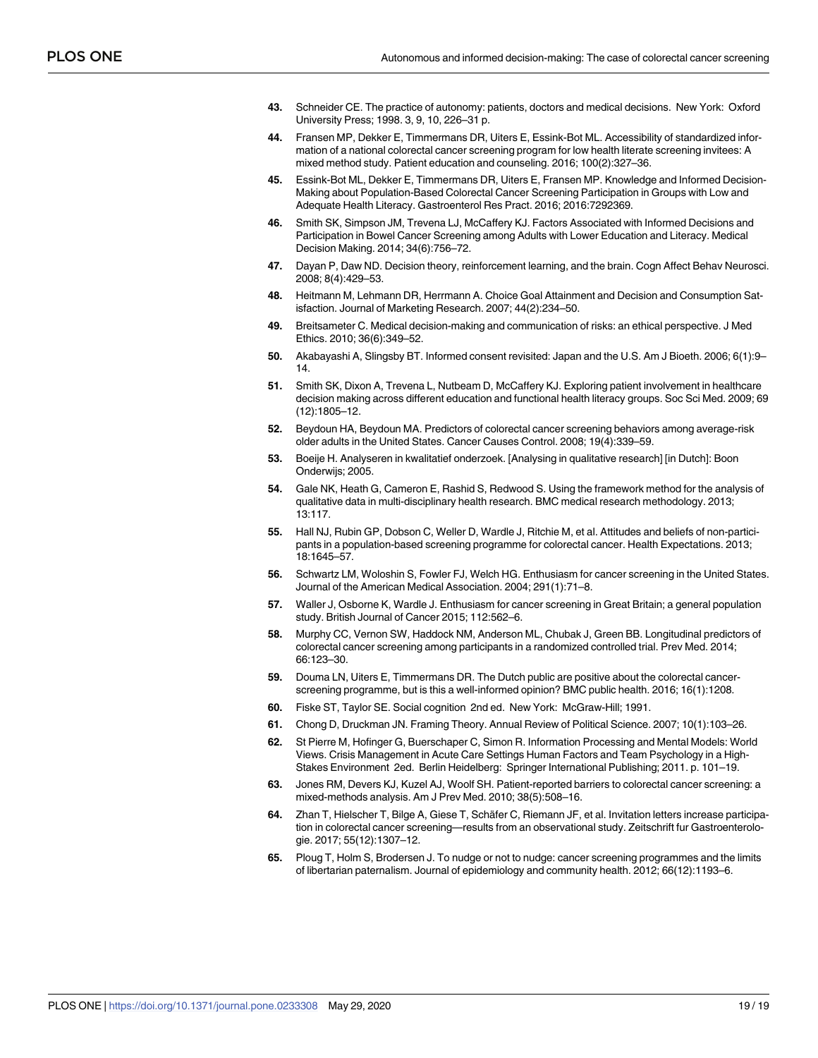43. Schneider CE. The practice of autonomy: patients, doctors and medical decisions. New York: Oxford University Press; 1998. 3, 9, 10, 226–31 p.
44. Fransen MP, Dekker E, Timmermans DR, Uiters E, Essink-Bot ML. Accessibility of standardized information of a national colorectal cancer screening program for low health literate screening invitees: A mixed method study. Patient education and counseling. 2016; 100(2):327–36.
45. Essink-Bot ML, Dekker E, Timmermans DR, Uiters E, Fransen MP. Knowledge and Informed Decision-Making about Population-Based Colorectal Cancer Screening Participation in Groups with Low and Adequate Health Literacy. Gastroenterol Res Pract. 2016; 2016:7292369.
46. Smith SK, Simpson JM, Trevena LJ, McCaffery KJ. Factors Associated with Informed Decisions and Participation in Bowel Cancer Screening among Adults with Lower Education and Literacy. Medical Decision Making. 2014; 34(6):756–72.
47. Dayan P, Daw ND. Decision theory, reinforcement learning, and the brain. Cogn Affect Behav Neurosci. 2008; 8(4):429–53.
48. Heitmann M, Lehmann DR, Herrmann A. Choice Goal Attainment and Decision and Consumption Satisfaction. Journal of Marketing Research. 2007; 44(2):234–50.
49. Breitsameter C. Medical decision-making and communication of risks: an ethical perspective. J Med Ethics. 2010; 36(6):349–52.
50. Akabayashi A, Slingsby BT. Informed consent revisited: Japan and the U.S. Am J Bioeth. 2006; 6(1):9–14.
51. Smith SK, Dixon A, Trevena L, Nutbeam D, McCaffery KJ. Exploring patient involvement in healthcare decision making across different education and functional health literacy groups. Soc Sci Med. 2009; 69 (12):1805–12.
52. Beydoun HA, Beydoun MA. Predictors of colorectal cancer screening behaviors among average-risk older adults in the United States. Cancer Causes Control. 2008; 19(4):339–59.
53. Boeije H. Analyseren in kwalitatief onderzoek. [Analysing in qualitative research] [in Dutch]: Boon Onderwijs; 2005.
54. Gale NK, Heath G, Cameron E, Rashid S, Redwood S. Using the framework method for the analysis of qualitative data in multi-disciplinary health research. BMC medical research methodology. 2013; 13:117.
55. Hall NJ, Rubin GP, Dobson C, Weller D, Wardle J, Ritchie M, et al. Attitudes and beliefs of non-participants in a population-based screening programme for colorectal cancer. Health Expectations. 2013; 18:1645–57.
56. Schwartz LM, Woloshin S, Fowler FJ, Welch HG. Enthusiasm for cancer screening in the United States. Journal of the American Medical Association. 2004; 291(1):71–8.
57. Waller J, Osborne K, Wardle J. Enthusiasm for cancer screening in Great Britain; a general population study. British Journal of Cancer 2015; 112:562–6.
58. Murphy CC, Vernon SW, Haddock NM, Anderson ML, Chubak J, Green BB. Longitudinal predictors of colorectal cancer screening among participants in a randomized controlled trial. Prev Med. 2014; 66:123–30.
59. Douma LN, Uiters E, Timmermans DR. The Dutch public are positive about the colorectal cancer-screening programme, but is this a well-informed opinion? BMC public health. 2016; 16(1):1208.
60. Fiske ST, Taylor SE. Social cognition 2nd ed. New York: McGraw-Hill; 1991.
61. Chong D, Druckman JN. Framing Theory. Annual Review of Political Science. 2007; 10(1):103–26.
62. St Pierre M, Hofinger G, Buerschaper C, Simon R. Information Processing and Mental Models: World Views. Crisis Management in Acute Care Settings Human Factors and Team Psychology in a High-Stakes Environment 2ed. Berlin Heidelberg: Springer International Publishing; 2011. p. 101–19.
63. Jones RM, Devers KJ, Kuzel AJ, Woolf SH. Patient-reported barriers to colorectal cancer screening: a mixed-methods analysis. Am J Prev Med. 2010; 38(5):508–16.
64. Zhan T, Hielscher T, Bilge A, Giese T, Schäfer C, Riemann JF, et al. Invitation letters increase participation in colorectal cancer screening—results from an observational study. Zeitschrift fur Gastroenterologie. 2017; 55(12):1307–12.
65. Ploug T, Holm S, Brodersen J. To nudge or not to nudge: cancer screening programmes and the limits of libertarian paternalism. Journal of epidemiology and community health. 2012; 66(12):1193–6.